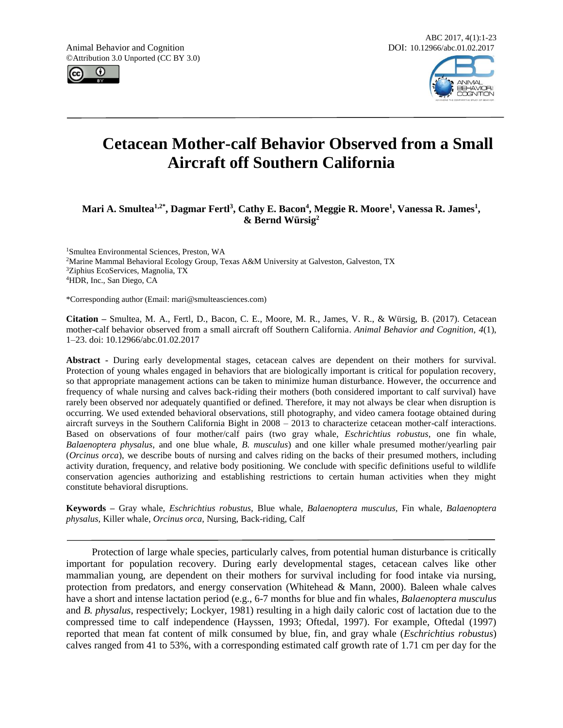# Cetacean Mother-calf Behavior Observed from a Small Aircraft off Southern California

**Mari A. Smultea[1,2*], Dagmar Fertl[3], Cathy E. Bacon[4], Meggie R. Moore[1], Vanessa R. James[1], & Bernd Würsig[2]**

[1]Smultea Environmental Sciences, Preston, WA
[2]Marine Mammal Behavioral Ecology Group, Texas A&M University at Galveston, Galveston, TX
[3]Ziphius EcoServices, Magnolia, TX
[4]HDR, Inc., San Diego, CA

*Corresponding author (Email: mari@smulteasciences.com)

**Citation –** Smultea, M. A., Fertl, D., Bacon, C. E., Moore, M. R., James, V. R., & Würsig, B. (2017). Cetacean mother-calf behavior observed from a small aircraft off Southern California. *Animal Behavior and Cognition, 4*(1), 1–23. doi: 10.12966/abc.01.02.2017

**Abstract** - During early developmental stages, cetacean calves are dependent on their mothers for survival. Protection of young whales engaged in behaviors that are biologically important is critical for population recovery, so that appropriate management actions can be taken to minimize human disturbance. However, the occurrence and frequency of whale nursing and calves back-riding their mothers (both considered important to calf survival) have rarely been observed nor adequately quantified or defined. Therefore, it may not always be clear when disruption is occurring. We used extended behavioral observations, still photography, and video camera footage obtained during aircraft surveys in the Southern California Bight in 2008 – 2013 to characterize cetacean mother-calf interactions. Based on observations of four mother/calf pairs (two gray whale, *Eschrichtius robustus*, one fin whale, *Balaenoptera physalus*, and one blue whale, *B. musculus*) and one killer whale presumed mother/yearling pair (*Orcinus orca*), we describe bouts of nursing and calves riding on the backs of their presumed mothers, including activity duration, frequency, and relative body positioning. We conclude with specific definitions useful to wildlife conservation agencies authorizing and establishing restrictions to certain human activities when they might constitute behavioral disruptions.

**Keywords –** Gray whale, *Eschrichtius robustus*, Blue whale, *Balaenoptera musculus*, Fin whale, *Balaenoptera physalus*, Killer whale, *Orcinus orca*, Nursing, Back-riding, Calf

Protection of large whale species, particularly calves, from potential human disturbance is critically important for population recovery. During early developmental stages, cetacean calves like other mammalian young, are dependent on their mothers for survival including for food intake via nursing, protection from predators, and energy conservation (Whitehead & Mann, 2000). Baleen whale calves have a short and intense lactation period (e.g., 6-7 months for blue and fin whales, *Balaenoptera musculus* and *B. physalus*, respectively; Lockyer, 1981) resulting in a high daily caloric cost of lactation due to the compressed time to calf independence (Hayssen, 1993; Oftedal, 1997). For example, Oftedal (1997) reported that mean fat content of milk consumed by blue, fin, and gray whale (*Eschrichtius robustus*) calves ranged from 41 to 53%, with a corresponding estimated calf growth rate of 1.71 cm per day for the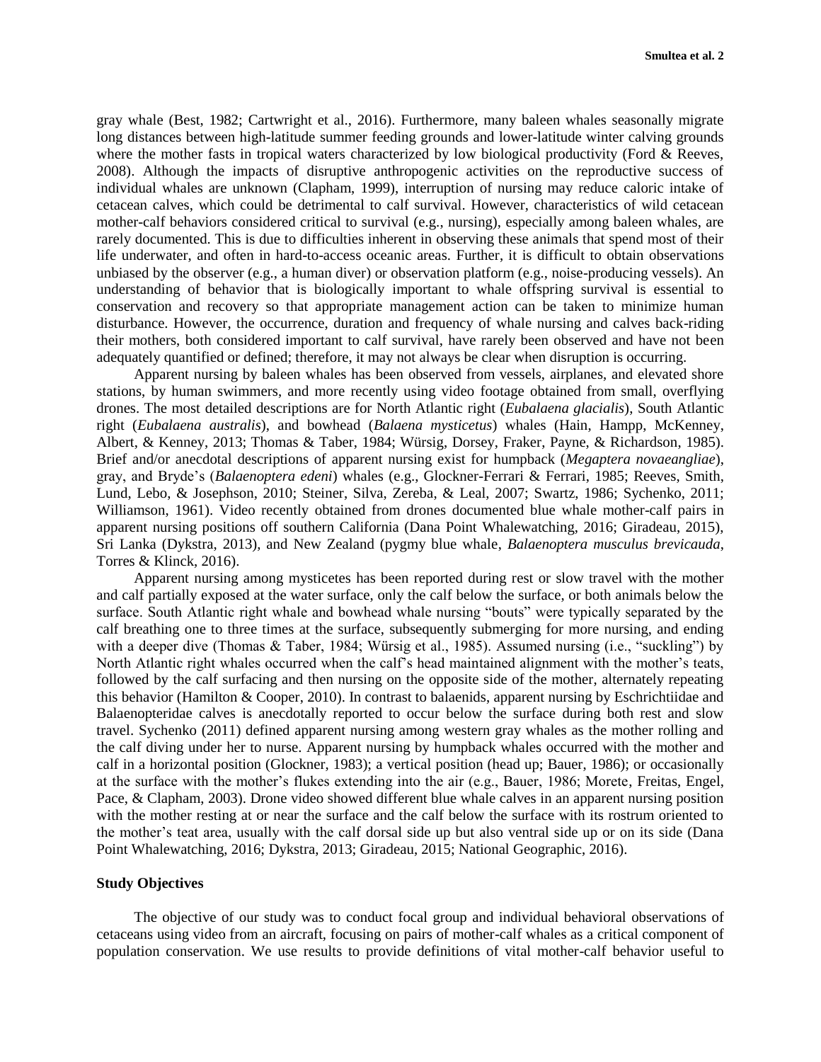gray whale (Best, 1982; Cartwright et al., 2016). Furthermore, many baleen whales seasonally migrate long distances between high-latitude summer feeding grounds and lower-latitude winter calving grounds where the mother fasts in tropical waters characterized by low biological productivity (Ford & Reeves, 2008). Although the impacts of disruptive anthropogenic activities on the reproductive success of individual whales are unknown (Clapham, 1999), interruption of nursing may reduce caloric intake of cetacean calves, which could be detrimental to calf survival. However, characteristics of wild cetacean mother-calf behaviors considered critical to survival (e.g., nursing), especially among baleen whales, are rarely documented. This is due to difficulties inherent in observing these animals that spend most of their life underwater, and often in hard-to-access oceanic areas. Further, it is difficult to obtain observations unbiased by the observer (e.g., a human diver) or observation platform (e.g., noise-producing vessels). An understanding of behavior that is biologically important to whale offspring survival is essential to conservation and recovery so that appropriate management action can be taken to minimize human disturbance. However, the occurrence, duration and frequency of whale nursing and calves back-riding their mothers, both considered important to calf survival, have rarely been observed and have not been adequately quantified or defined; therefore, it may not always be clear when disruption is occurring.

Apparent nursing by baleen whales has been observed from vessels, airplanes, and elevated shore stations, by human swimmers, and more recently using video footage obtained from small, overflying drones. The most detailed descriptions are for North Atlantic right (*Eubalaena glacialis*), South Atlantic right (*Eubalaena australis*), and bowhead (*Balaena mysticetus*) whales (Hain, Hampp, McKenney, Albert, & Kenney, 2013; Thomas & Taber, 1984; Würsig, Dorsey, Fraker, Payne, & Richardson, 1985). Brief and/or anecdotal descriptions of apparent nursing exist for humpback (*Megaptera novaeangliae*), gray, and Bryde's (*Balaenoptera edeni*) whales (e.g., Glockner-Ferrari & Ferrari, 1985; Reeves, Smith, Lund, Lebo, & Josephson, 2010; Steiner, Silva, Zereba, & Leal, 2007; Swartz, 1986; Sychenko, 2011; Williamson, 1961). Video recently obtained from drones documented blue whale mother-calf pairs in apparent nursing positions off southern California (Dana Point Whalewatching, 2016; Giradeau, 2015), Sri Lanka (Dykstra, 2013), and New Zealand (pygmy blue whale, *Balaenoptera musculus brevicauda*, Torres & Klinck, 2016).

Apparent nursing among mysticetes has been reported during rest or slow travel with the mother and calf partially exposed at the water surface, only the calf below the surface, or both animals below the surface. South Atlantic right whale and bowhead whale nursing "bouts" were typically separated by the calf breathing one to three times at the surface, subsequently submerging for more nursing, and ending with a deeper dive (Thomas & Taber, 1984; Würsig et al., 1985). Assumed nursing (i.e., "suckling") by North Atlantic right whales occurred when the calf's head maintained alignment with the mother's teats, followed by the calf surfacing and then nursing on the opposite side of the mother, alternately repeating this behavior (Hamilton & Cooper, 2010). In contrast to balaenids, apparent nursing by Eschrichtiidae and Balaenopteridae calves is anecdotally reported to occur below the surface during both rest and slow travel. Sychenko (2011) defined apparent nursing among western gray whales as the mother rolling and the calf diving under her to nurse. Apparent nursing by humpback whales occurred with the mother and calf in a horizontal position (Glockner, 1983); a vertical position (head up; Bauer, 1986); or occasionally at the surface with the mother's flukes extending into the air (e.g., Bauer, 1986; Morete, Freitas, Engel, Pace, & Clapham, 2003). Drone video showed different blue whale calves in an apparent nursing position with the mother resting at or near the surface and the calf below the surface with its rostrum oriented to the mother's teat area, usually with the calf dorsal side up but also ventral side up or on its side (Dana Point Whalewatching, 2016; Dykstra, 2013; Giradeau, 2015; National Geographic, 2016).

### Study Objectives

The objective of our study was to conduct focal group and individual behavioral observations of cetaceans using video from an aircraft, focusing on pairs of mother-calf whales as a critical component of population conservation. We use results to provide definitions of vital mother-calf behavior useful to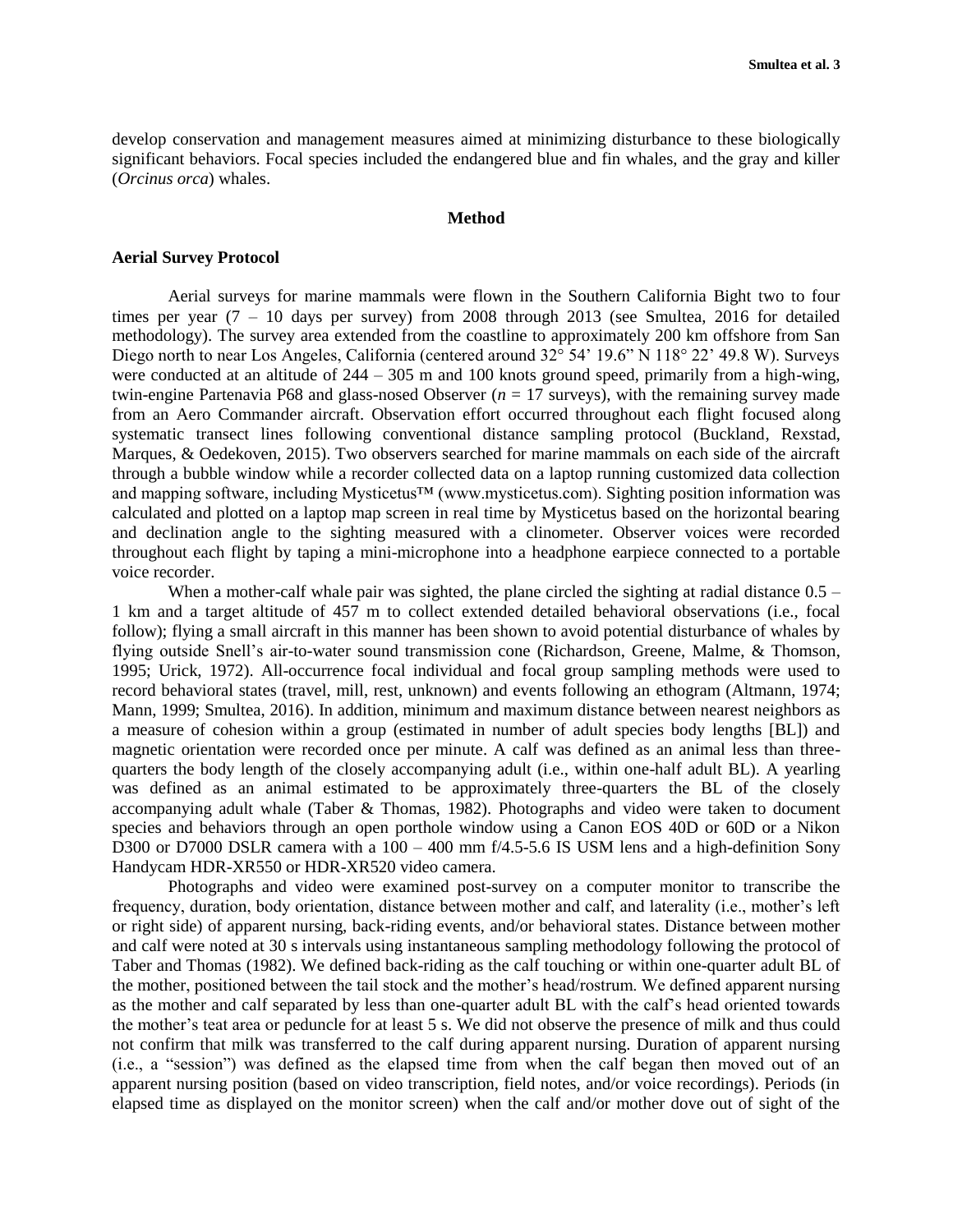develop conservation and management measures aimed at minimizing disturbance to these biologically significant behaviors. Focal species included the endangered blue and fin whales, and the gray and killer (*Orcinus orca*) whales.

## Method

### Aerial Survey Protocol

Aerial surveys for marine mammals were flown in the Southern California Bight two to four times per year (7 – 10 days per survey) from 2008 through 2013 (see Smultea, 2016 for detailed methodology). The survey area extended from the coastline to approximately 200 km offshore from San Diego north to near Los Angeles, California (centered around 32° 54' 19.6" N 118° 22' 49.8 W). Surveys were conducted at an altitude of 244 – 305 m and 100 knots ground speed, primarily from a high-wing, twin-engine Partenavia P68 and glass-nosed Observer (*n* = 17 surveys), with the remaining survey made from an Aero Commander aircraft. Observation effort occurred throughout each flight focused along systematic transect lines following conventional distance sampling protocol (Buckland, Rexstad, Marques, & Oedekoven, 2015). Two observers searched for marine mammals on each side of the aircraft through a bubble window while a recorder collected data on a laptop running customized data collection and mapping software, including Mysticetus™ (www.mysticetus.com). Sighting position information was calculated and plotted on a laptop map screen in real time by Mysticetus based on the horizontal bearing and declination angle to the sighting measured with a clinometer. Observer voices were recorded throughout each flight by taping a mini-microphone into a headphone earpiece connected to a portable voice recorder.

When a mother-calf whale pair was sighted, the plane circled the sighting at radial distance 0.5 – 1 km and a target altitude of 457 m to collect extended detailed behavioral observations (i.e., focal follow); flying a small aircraft in this manner has been shown to avoid potential disturbance of whales by flying outside Snell's air-to-water sound transmission cone (Richardson, Greene, Malme, & Thomson, 1995; Urick, 1972). All-occurrence focal individual and focal group sampling methods were used to record behavioral states (travel, mill, rest, unknown) and events following an ethogram (Altmann, 1974; Mann, 1999; Smultea, 2016). In addition, minimum and maximum distance between nearest neighbors as a measure of cohesion within a group (estimated in number of adult species body lengths [BL]) and magnetic orientation were recorded once per minute. A calf was defined as an animal less than three-quarters the body length of the closely accompanying adult (i.e., within one-half adult BL). A yearling was defined as an animal estimated to be approximately three-quarters the BL of the closely accompanying adult whale (Taber & Thomas, 1982). Photographs and video were taken to document species and behaviors through an open porthole window using a Canon EOS 40D or 60D or a Nikon D300 or D7000 DSLR camera with a 100 – 400 mm f/4.5-5.6 IS USM lens and a high-definition Sony Handycam HDR-XR550 or HDR-XR520 video camera.

Photographs and video were examined post-survey on a computer monitor to transcribe the frequency, duration, body orientation, distance between mother and calf, and laterality (i.e., mother's left or right side) of apparent nursing, back-riding events, and/or behavioral states. Distance between mother and calf were noted at 30 s intervals using instantaneous sampling methodology following the protocol of Taber and Thomas (1982). We defined back-riding as the calf touching or within one-quarter adult BL of the mother, positioned between the tail stock and the mother's head/rostrum. We defined apparent nursing as the mother and calf separated by less than one-quarter adult BL with the calf's head oriented towards the mother's teat area or peduncle for at least 5 s. We did not observe the presence of milk and thus could not confirm that milk was transferred to the calf during apparent nursing. Duration of apparent nursing (i.e., a "session") was defined as the elapsed time from when the calf began then moved out of an apparent nursing position (based on video transcription, field notes, and/or voice recordings). Periods (in elapsed time as displayed on the monitor screen) when the calf and/or mother dove out of sight of the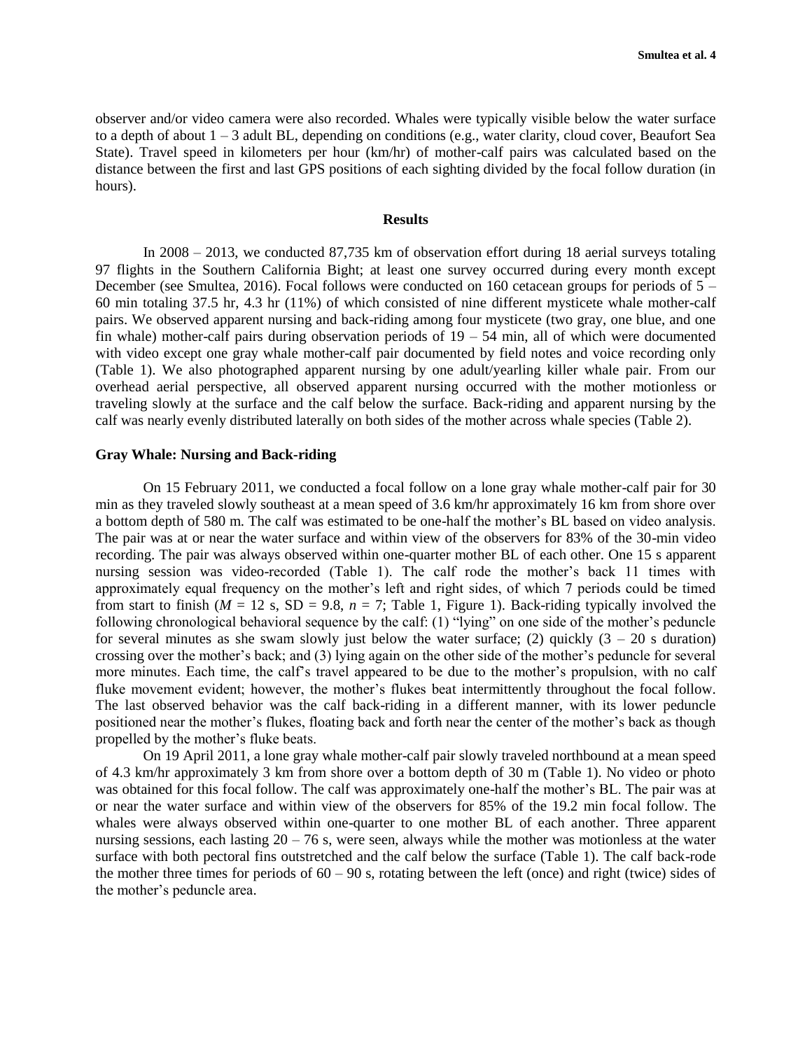observer and/or video camera were also recorded. Whales were typically visible below the water surface to a depth of about 1 – 3 adult BL, depending on conditions (e.g., water clarity, cloud cover, Beaufort Sea State). Travel speed in kilometers per hour (km/hr) of mother-calf pairs was calculated based on the distance between the first and last GPS positions of each sighting divided by the focal follow duration (in hours).

## Results

In 2008 – 2013, we conducted 87,735 km of observation effort during 18 aerial surveys totaling 97 flights in the Southern California Bight; at least one survey occurred during every month except December (see Smultea, 2016). Focal follows were conducted on 160 cetacean groups for periods of 5 – 60 min totaling 37.5 hr, 4.3 hr (11%) of which consisted of nine different mysticete whale mother-calf pairs. We observed apparent nursing and back-riding among four mysticete (two gray, one blue, and one fin whale) mother-calf pairs during observation periods of 19 – 54 min, all of which were documented with video except one gray whale mother-calf pair documented by field notes and voice recording only (Table 1). We also photographed apparent nursing by one adult/yearling killer whale pair. From our overhead aerial perspective, all observed apparent nursing occurred with the mother motionless or traveling slowly at the surface and the calf below the surface. Back-riding and apparent nursing by the calf was nearly evenly distributed laterally on both sides of the mother across whale species (Table 2).

### Gray Whale: Nursing and Back-riding

On 15 February 2011, we conducted a focal follow on a lone gray whale mother-calf pair for 30 min as they traveled slowly southeast at a mean speed of 3.6 km/hr approximately 16 km from shore over a bottom depth of 580 m. The calf was estimated to be one-half the mother's BL based on video analysis. The pair was at or near the water surface and within view of the observers for 83% of the 30-min video recording. The pair was always observed within one-quarter mother BL of each other. One 15 s apparent nursing session was video-recorded (Table 1). The calf rode the mother's back 11 times with approximately equal frequency on the mother's left and right sides, of which 7 periods could be timed from start to finish ($M$ = 12 s, SD = 9.8, $n$ = 7; Table 1, Figure 1). Back-riding typically involved the following chronological behavioral sequence by the calf: (1) "lying" on one side of the mother's peduncle for several minutes as she swam slowly just below the water surface; (2) quickly (3 – 20 s duration) crossing over the mother's back; and (3) lying again on the other side of the mother's peduncle for several more minutes. Each time, the calf's travel appeared to be due to the mother's propulsion, with no calf fluke movement evident; however, the mother's flukes beat intermittently throughout the focal follow. The last observed behavior was the calf back-riding in a different manner, with its lower peduncle positioned near the mother's flukes, floating back and forth near the center of the mother's back as though propelled by the mother's fluke beats.

On 19 April 2011, a lone gray whale mother-calf pair slowly traveled northbound at a mean speed of 4.3 km/hr approximately 3 km from shore over a bottom depth of 30 m (Table 1). No video or photo was obtained for this focal follow. The calf was approximately one-half the mother's BL. The pair was at or near the water surface and within view of the observers for 85% of the 19.2 min focal follow. The whales were always observed within one-quarter to one mother BL of each another. Three apparent nursing sessions, each lasting 20 – 76 s, were seen, always while the mother was motionless at the water surface with both pectoral fins outstretched and the calf below the surface (Table 1). The calf back-rode the mother three times for periods of 60 – 90 s, rotating between the left (once) and right (twice) sides of the mother's peduncle area.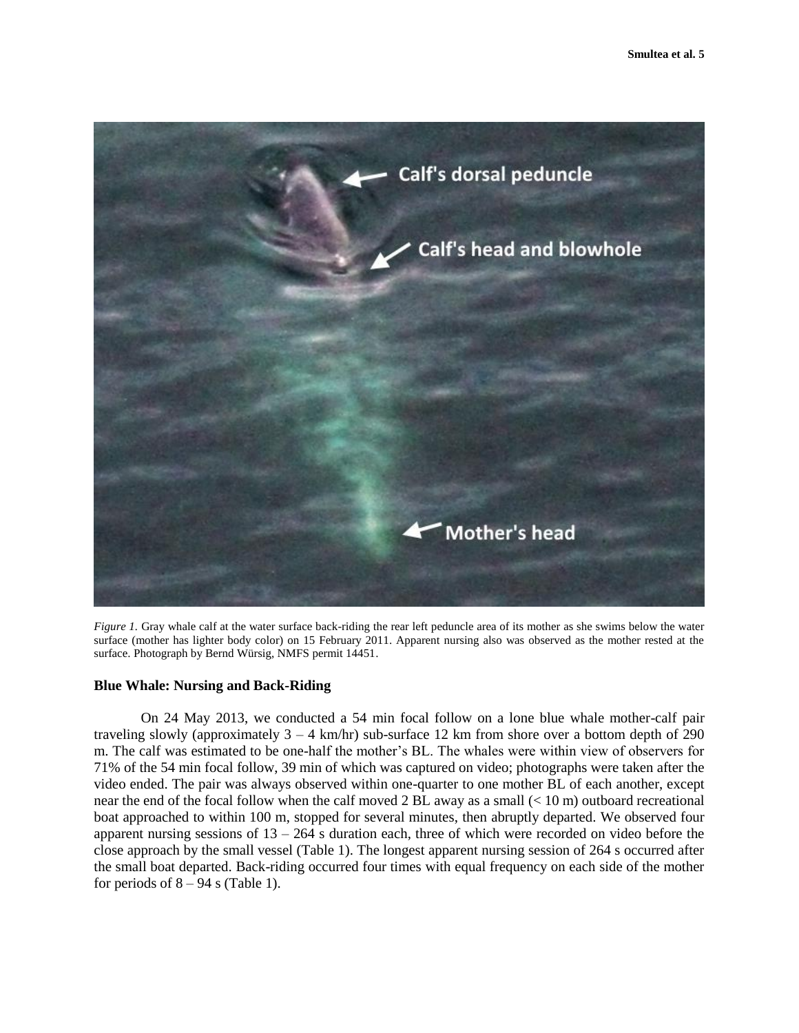*Figure 1.* Gray whale calf at the water surface back-riding the rear left peduncle area of its mother as she swims below the water surface (mother has lighter body color) on 15 February 2011. Apparent nursing also was observed as the mother rested at the surface. Photograph by Bernd Würsig, NMFS permit 14451.

### Blue Whale: Nursing and Back-Riding

On 24 May 2013, we conducted a 54 min focal follow on a lone blue whale mother-calf pair traveling slowly (approximately 3 – 4 km/hr) sub-surface 12 km from shore over a bottom depth of 290 m. The calf was estimated to be one-half the mother's BL. The whales were within view of observers for 71% of the 54 min focal follow, 39 min of which was captured on video; photographs were taken after the video ended. The pair was always observed within one-quarter to one mother BL of each another, except near the end of the focal follow when the calf moved 2 BL away as a small (< 10 m) outboard recreational boat approached to within 100 m, stopped for several minutes, then abruptly departed. We observed four apparent nursing sessions of 13 – 264 s duration each, three of which were recorded on video before the close approach by the small vessel (Table 1). The longest apparent nursing session of 264 s occurred after the small boat departed. Back-riding occurred four times with equal frequency on each side of the mother for periods of 8 – 94 s (Table 1).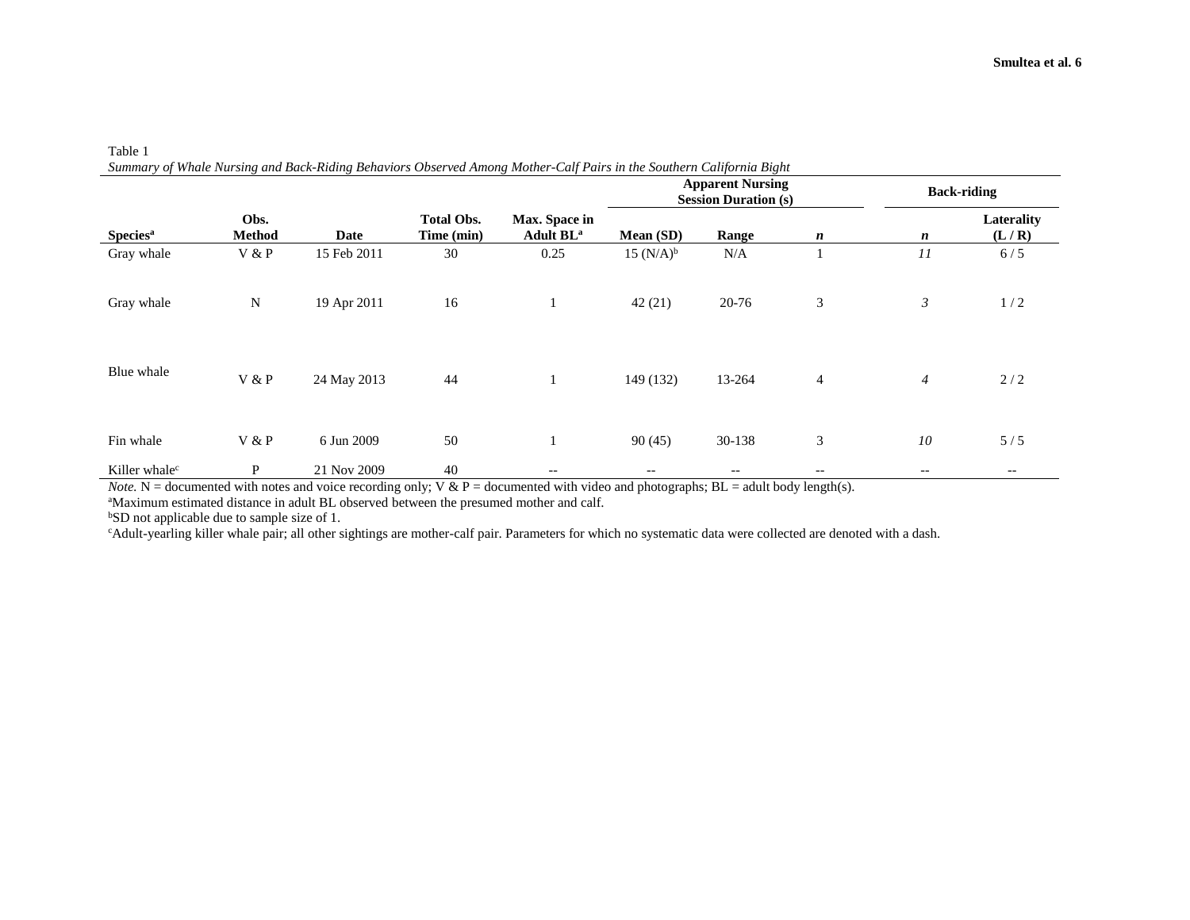Table 1

*Summary of Whale Nursing and Back-Riding Behaviors Observed Among Mother-Calf Pairs in the Southern California Bight*

| | | | | | Apparent Nursing Session Duration (s) | | | Back-riding | |
|---|---|---|---|---|---|---|---|---|---|
| **Species**[a] | **Obs. Method** | **Date** | **Total Obs. Time (min)** | **Max. Space in Adult BL**[a] | **Mean (SD)** | **Range** | ***n*** | ***n*** | **Laterality (L / R)** |
| Gray whale | V & P | 15 Feb 2011 | 30 | 0.25 | 15 (N/A)[b] | N/A | 1 | *11* | 6 / 5 |
| Gray whale | N | 19 Apr 2011 | 16 | 1 | 42 (21) | 20-76 | 3 | *3* | 1 / 2 |
| Blue whale | V & P | 24 May 2013 | 44 | 1 | 149 (132) | 13-264 | 4 | *4* | 2 / 2 |
| Fin whale | V & P | 6 Jun 2009 | 50 | 1 | 90 (45) | 30-138 | 3 | *10* | 5 / 5 |
| Killer whale[c] | P | 21 Nov 2009 | 40 | -- | -- | -- | -- | -- | -- |

*Note.* N = documented with notes and voice recording only; V & P = documented with video and photographs; BL = adult body length(s).

[a]Maximum estimated distance in adult BL observed between the presumed mother and calf.

[b]SD not applicable due to sample size of 1.

[c]Adult-yearling killer whale pair; all other sightings are mother-calf pair. Parameters for which no systematic data were collected are denoted with a dash.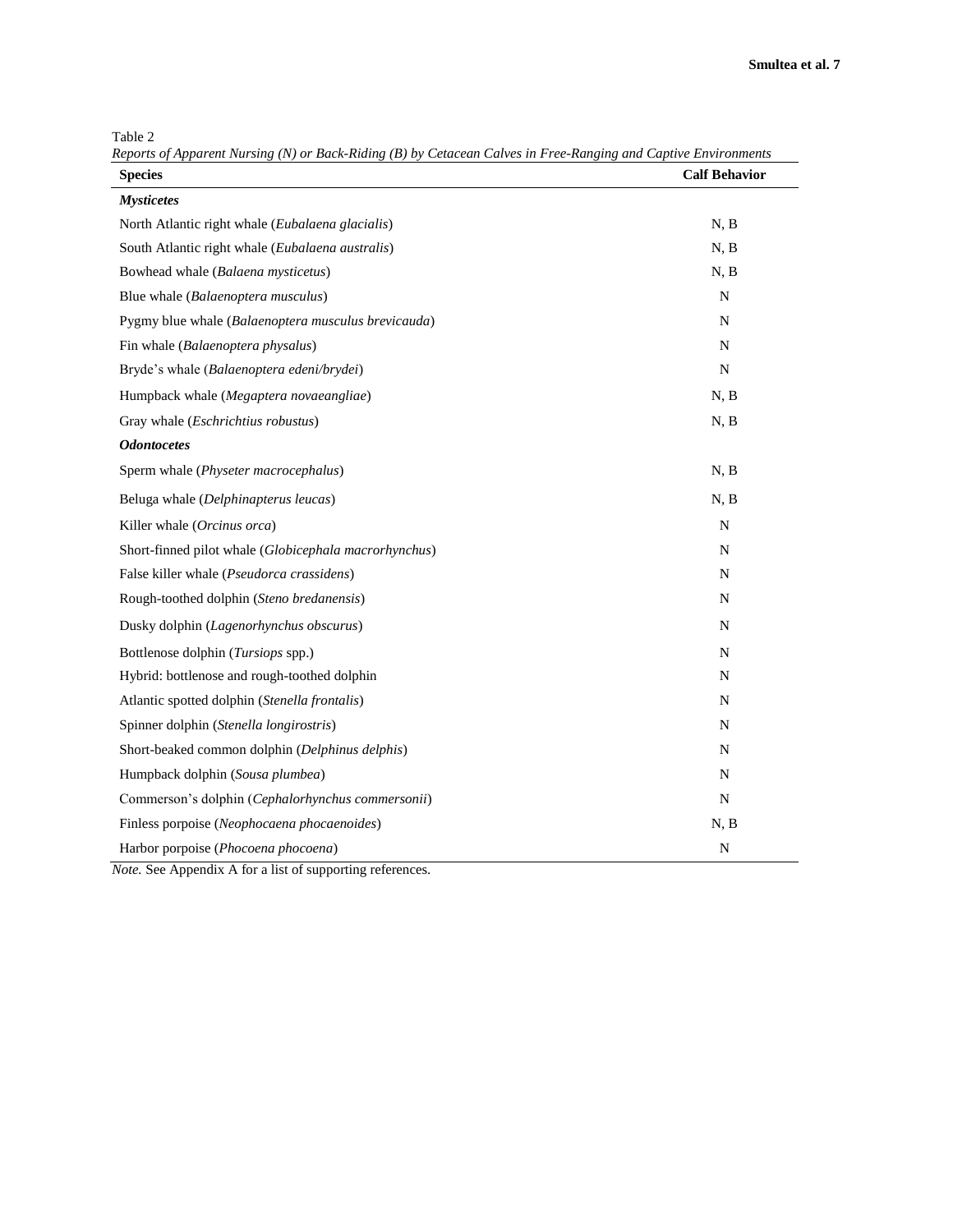Table 2

*Reports of Apparent Nursing (N) or Back-Riding (B) by Cetacean Calves in Free-Ranging and Captive Environments*

| Species | Calf Behavior |
|---|---|
| ***Mysticetes*** | |
| North Atlantic right whale (*Eubalaena glacialis*) | N, B |
| South Atlantic right whale (*Eubalaena australis*) | N, B |
| Bowhead whale (*Balaena mysticetus*) | N, B |
| Blue whale (*Balaenoptera musculus*) | N |
| Pygmy blue whale (*Balaenoptera musculus brevicauda*) | N |
| Fin whale (*Balaenoptera physalus*) | N |
| Bryde's whale (*Balaenoptera edeni/brydei*) | N |
| Humpback whale (*Megaptera novaeangliae*) | N, B |
| Gray whale (*Eschrichtius robustus*) | N, B |
| ***Odontocetes*** | |
| Sperm whale (*Physeter macrocephalus*) | N, B |
| Beluga whale (*Delphinapterus leucas*) | N, B |
| Killer whale (*Orcinus orca*) | N |
| Short-finned pilot whale (*Globicephala macrorhynchus*) | N |
| False killer whale (*Pseudorca crassidens*) | N |
| Rough-toothed dolphin (*Steno bredanensis*) | N |
| Dusky dolphin (*Lagenorhynchus obscurus*) | N |
| Bottlenose dolphin (*Tursiops* spp.) | N |
| Hybrid: bottlenose and rough-toothed dolphin | N |
| Atlantic spotted dolphin (*Stenella frontalis*) | N |
| Spinner dolphin (*Stenella longirostris*) | N |
| Short-beaked common dolphin (*Delphinus delphis*) | N |
| Humpback dolphin (*Sousa plumbea*) | N |
| Commerson's dolphin (*Cephalorhynchus commersonii*) | N |
| Finless porpoise (*Neophocaena phocaenoides*) | N, B |
| Harbor porpoise (*Phocoena phocoena*) | N |

*Note.* See Appendix A for a list of supporting references.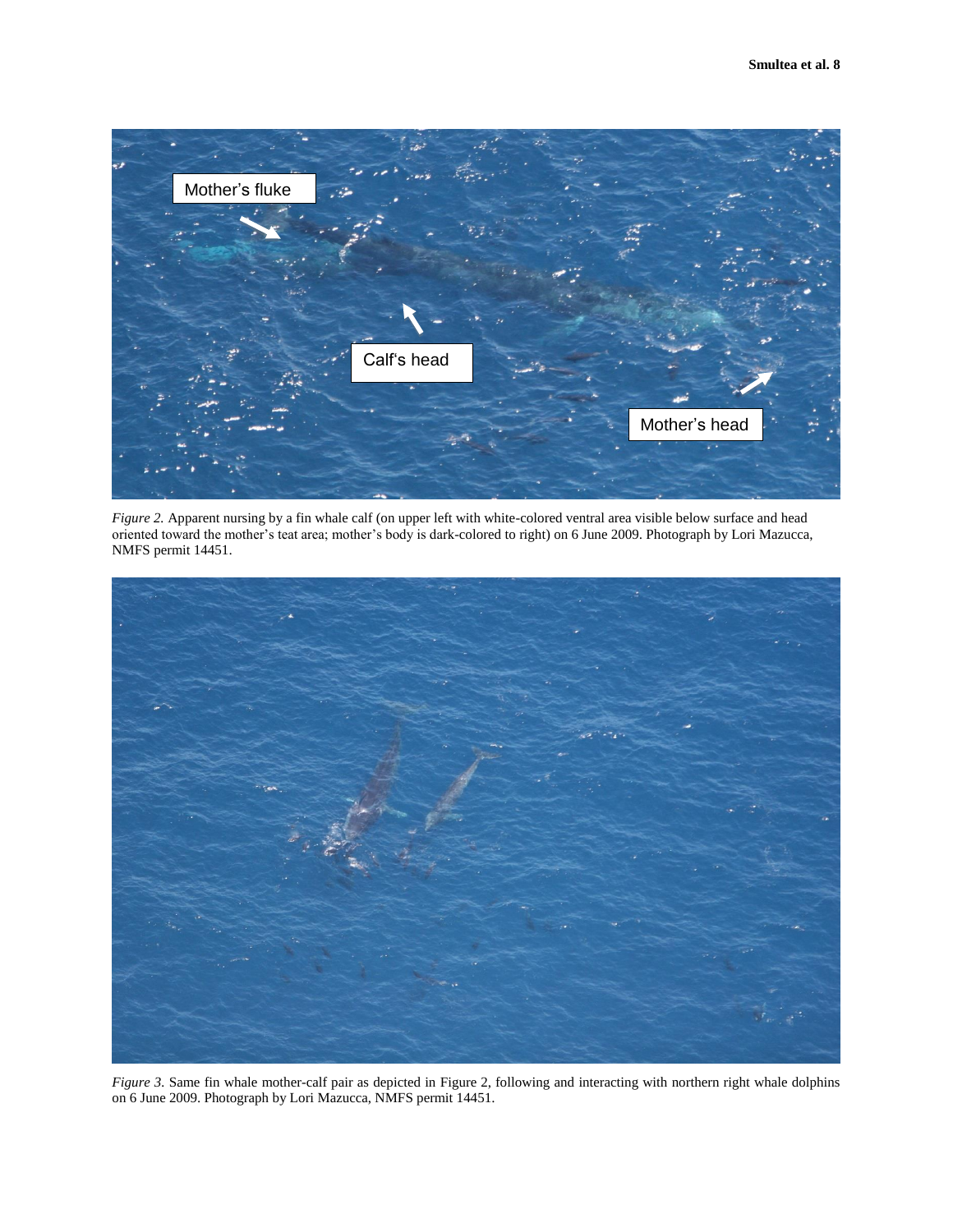*Figure 2.* Apparent nursing by a fin whale calf (on upper left with white-colored ventral area visible below surface and head oriented toward the mother's teat area; mother's body is dark-colored to right) on 6 June 2009. Photograph by Lori Mazucca, NMFS permit 14451.

*Figure 3.* Same fin whale mother-calf pair as depicted in Figure 2, following and interacting with northern right whale dolphins on 6 June 2009. Photograph by Lori Mazucca, NMFS permit 14451.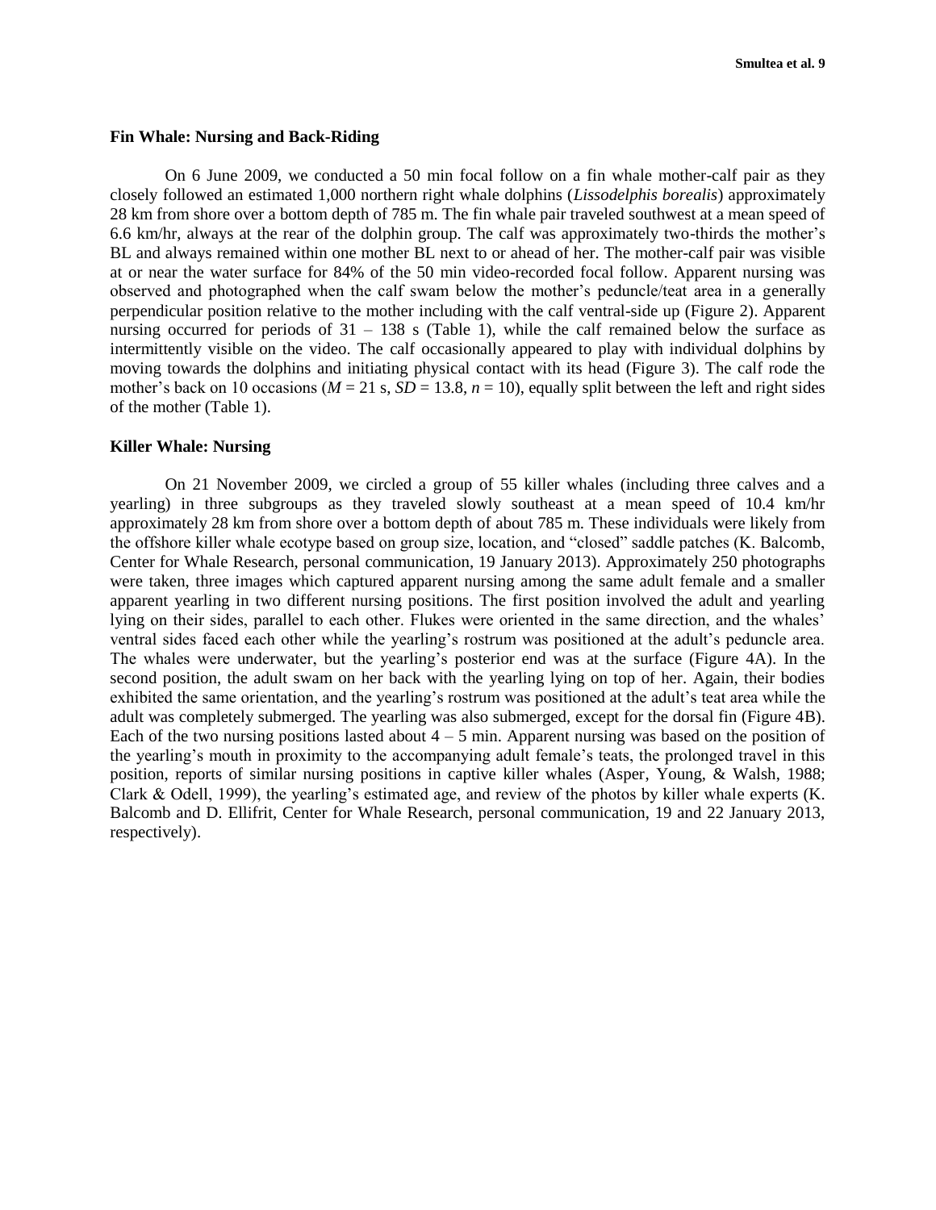### Fin Whale: Nursing and Back-Riding

On 6 June 2009, we conducted a 50 min focal follow on a fin whale mother-calf pair as they closely followed an estimated 1,000 northern right whale dolphins (*Lissodelphis borealis*) approximately 28 km from shore over a bottom depth of 785 m. The fin whale pair traveled southwest at a mean speed of 6.6 km/hr, always at the rear of the dolphin group. The calf was approximately two-thirds the mother's BL and always remained within one mother BL next to or ahead of her. The mother-calf pair was visible at or near the water surface for 84% of the 50 min video-recorded focal follow. Apparent nursing was observed and photographed when the calf swam below the mother's peduncle/teat area in a generally perpendicular position relative to the mother including with the calf ventral-side up (Figure 2). Apparent nursing occurred for periods of 31 – 138 s (Table 1), while the calf remained below the surface as intermittently visible on the video. The calf occasionally appeared to play with individual dolphins by moving towards the dolphins and initiating physical contact with its head (Figure 3). The calf rode the mother's back on 10 occasions ($M$ = 21 s, $SD$ = 13.8, $n$ = 10), equally split between the left and right sides of the mother (Table 1).

### Killer Whale: Nursing

On 21 November 2009, we circled a group of 55 killer whales (including three calves and a yearling) in three subgroups as they traveled slowly southeast at a mean speed of 10.4 km/hr approximately 28 km from shore over a bottom depth of about 785 m. These individuals were likely from the offshore killer whale ecotype based on group size, location, and "closed" saddle patches (K. Balcomb, Center for Whale Research, personal communication, 19 January 2013). Approximately 250 photographs were taken, three images which captured apparent nursing among the same adult female and a smaller apparent yearling in two different nursing positions. The first position involved the adult and yearling lying on their sides, parallel to each other. Flukes were oriented in the same direction, and the whales' ventral sides faced each other while the yearling's rostrum was positioned at the adult's peduncle area. The whales were underwater, but the yearling's posterior end was at the surface (Figure 4A). In the second position, the adult swam on her back with the yearling lying on top of her. Again, their bodies exhibited the same orientation, and the yearling's rostrum was positioned at the adult's teat area while the adult was completely submerged. The yearling was also submerged, except for the dorsal fin (Figure 4B). Each of the two nursing positions lasted about 4 – 5 min. Apparent nursing was based on the position of the yearling's mouth in proximity to the accompanying adult female's teats, the prolonged travel in this position, reports of similar nursing positions in captive killer whales (Asper, Young, & Walsh, 1988; Clark & Odell, 1999), the yearling's estimated age, and review of the photos by killer whale experts (K. Balcomb and D. Ellifrit, Center for Whale Research, personal communication, 19 and 22 January 2013, respectively).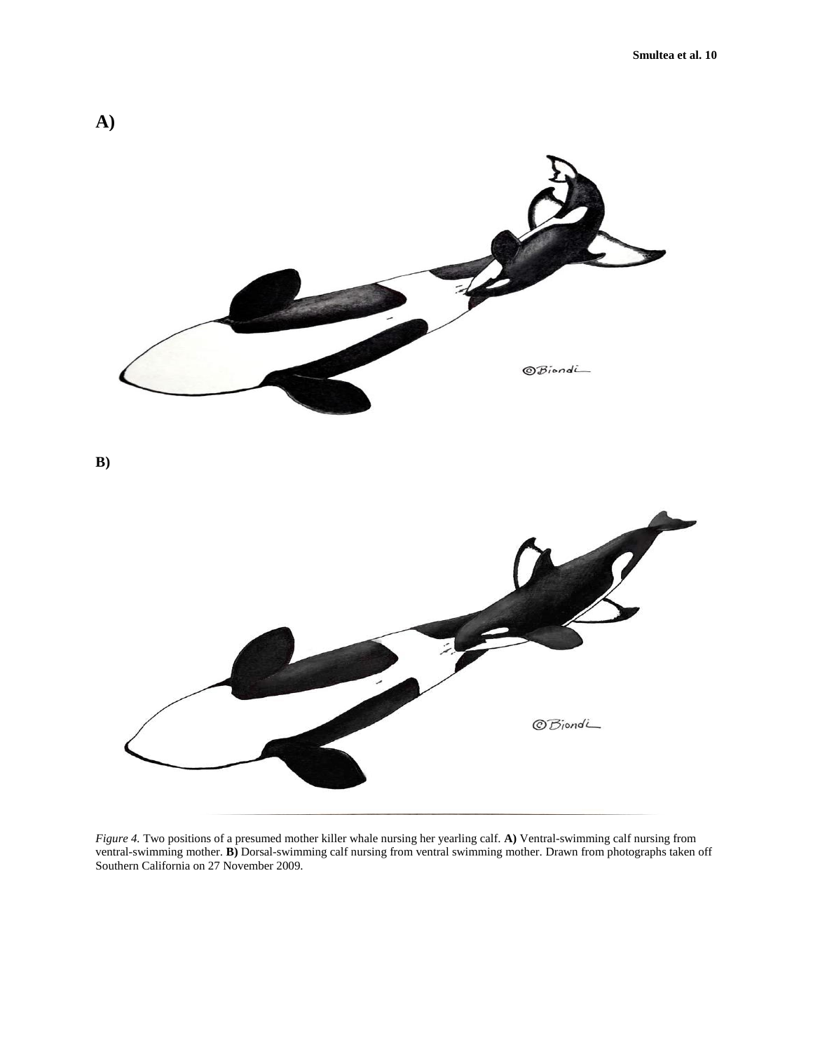A)

B)

*Figure 4.* Two positions of a presumed mother killer whale nursing her yearling calf. **A)** Ventral-swimming calf nursing from ventral-swimming mother. **B)** Dorsal-swimming calf nursing from ventral swimming mother. Drawn from photographs taken off Southern California on 27 November 2009.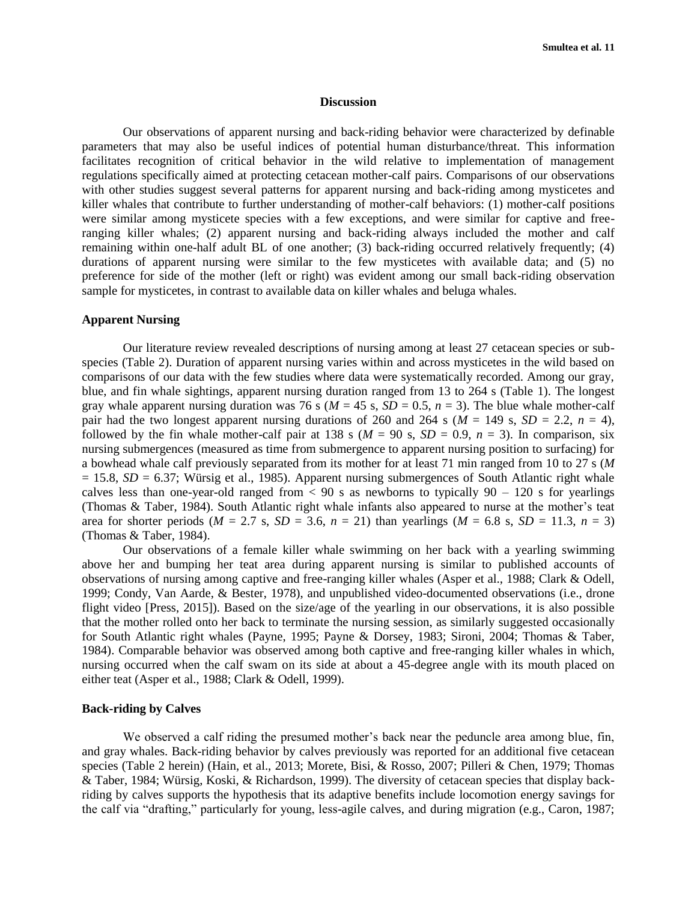## Discussion

Our observations of apparent nursing and back-riding behavior were characterized by definable parameters that may also be useful indices of potential human disturbance/threat. This information facilitates recognition of critical behavior in the wild relative to implementation of management regulations specifically aimed at protecting cetacean mother-calf pairs. Comparisons of our observations with other studies suggest several patterns for apparent nursing and back-riding among mysticetes and killer whales that contribute to further understanding of mother-calf behaviors: (1) mother-calf positions were similar among mysticete species with a few exceptions, and were similar for captive and free-ranging killer whales; (2) apparent nursing and back-riding always included the mother and calf remaining within one-half adult BL of one another; (3) back-riding occurred relatively frequently; (4) durations of apparent nursing were similar to the few mysticetes with available data; and (5) no preference for side of the mother (left or right) was evident among our small back-riding observation sample for mysticetes, in contrast to available data on killer whales and beluga whales.

### Apparent Nursing

Our literature review revealed descriptions of nursing among at least 27 cetacean species or sub-species (Table 2). Duration of apparent nursing varies within and across mysticetes in the wild based on comparisons of our data with the few studies where data were systematically recorded. Among our gray, blue, and fin whale sightings, apparent nursing duration ranged from 13 to 264 s (Table 1). The longest gray whale apparent nursing duration was 76 s ($M$ = 45 s, $SD$ = 0.5, $n$ = 3). The blue whale mother-calf pair had the two longest apparent nursing durations of 260 and 264 s ($M$ = 149 s, $SD$ = 2.2, $n$ = 4), followed by the fin whale mother-calf pair at 138 s ($M$ = 90 s, $SD$ = 0.9, $n$ = 3). In comparison, six nursing submergences (measured as time from submergence to apparent nursing position to surfacing) for a bowhead whale calf previously separated from its mother for at least 71 min ranged from 10 to 27 s ($M$ = 15.8, $SD$ = 6.37; Würsig et al., 1985). Apparent nursing submergences of South Atlantic right whale calves less than one-year-old ranged from < 90 s as newborns to typically 90 – 120 s for yearlings (Thomas & Taber, 1984). South Atlantic right whale infants also appeared to nurse at the mother's teat area for shorter periods ($M$ = 2.7 s, $SD$ = 3.6, $n$ = 21) than yearlings ($M$ = 6.8 s, $SD$ = 11.3, $n$ = 3) (Thomas & Taber, 1984).

Our observations of a female killer whale swimming on her back with a yearling swimming above her and bumping her teat area during apparent nursing is similar to published accounts of observations of nursing among captive and free-ranging killer whales (Asper et al., 1988; Clark & Odell, 1999; Condy, Van Aarde, & Bester, 1978), and unpublished video-documented observations (i.e., drone flight video [Press, 2015]). Based on the size/age of the yearling in our observations, it is also possible that the mother rolled onto her back to terminate the nursing session, as similarly suggested occasionally for South Atlantic right whales (Payne, 1995; Payne & Dorsey, 1983; Sironi, 2004; Thomas & Taber, 1984). Comparable behavior was observed among both captive and free-ranging killer whales in which, nursing occurred when the calf swam on its side at about a 45-degree angle with its mouth placed on either teat (Asper et al., 1988; Clark & Odell, 1999).

### Back-riding by Calves

We observed a calf riding the presumed mother's back near the peduncle area among blue, fin, and gray whales. Back-riding behavior by calves previously was reported for an additional five cetacean species (Table 2 herein) (Hain, et al., 2013; Morete, Bisi, & Rosso, 2007; Pilleri & Chen, 1979; Thomas & Taber, 1984; Würsig, Koski, & Richardson, 1999). The diversity of cetacean species that display back-riding by calves supports the hypothesis that its adaptive benefits include locomotion energy savings for the calf via "drafting," particularly for young, less-agile calves, and during migration (e.g., Caron, 1987;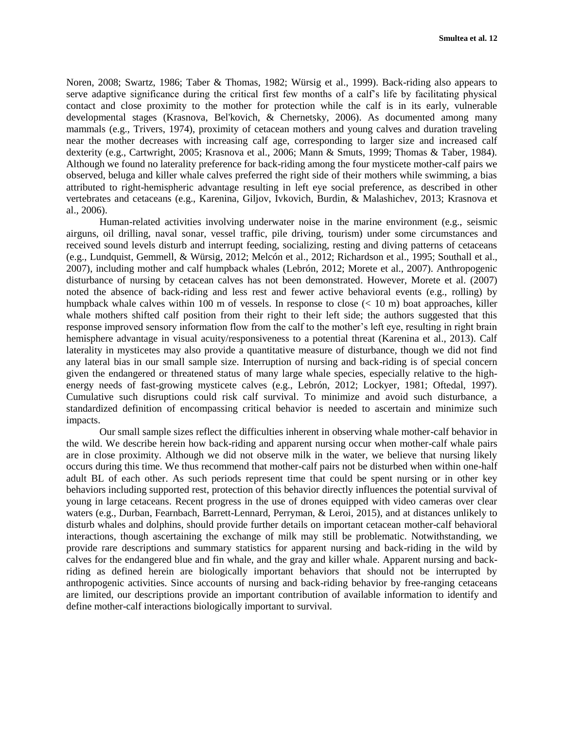Noren, 2008; Swartz, 1986; Taber & Thomas, 1982; Würsig et al., 1999). Back-riding also appears to serve adaptive significance during the critical first few months of a calf's life by facilitating physical contact and close proximity to the mother for protection while the calf is in its early, vulnerable developmental stages (Krasnova, Bel'kovich, & Chernetsky, 2006). As documented among many mammals (e.g., Trivers, 1974), proximity of cetacean mothers and young calves and duration traveling near the mother decreases with increasing calf age, corresponding to larger size and increased calf dexterity (e.g., Cartwright, 2005; Krasnova et al., 2006; Mann & Smuts, 1999; Thomas & Taber, 1984). Although we found no laterality preference for back-riding among the four mysticete mother-calf pairs we observed, beluga and killer whale calves preferred the right side of their mothers while swimming, a bias attributed to right-hemispheric advantage resulting in left eye social preference, as described in other vertebrates and cetaceans (e.g., Karenina, Giljov, Ivkovich, Burdin, & Malashichev, 2013; Krasnova et al., 2006).

Human-related activities involving underwater noise in the marine environment (e.g., seismic airguns, oil drilling, naval sonar, vessel traffic, pile driving, tourism) under some circumstances and received sound levels disturb and interrupt feeding, socializing, resting and diving patterns of cetaceans (e.g., Lundquist, Gemmell, & Würsig, 2012; Melcón et al., 2012; Richardson et al., 1995; Southall et al., 2007), including mother and calf humpback whales (Lebrón, 2012; Morete et al., 2007). Anthropogenic disturbance of nursing by cetacean calves has not been demonstrated. However, Morete et al. (2007) noted the absence of back-riding and less rest and fewer active behavioral events (e.g., rolling) by humpback whale calves within 100 m of vessels. In response to close (< 10 m) boat approaches, killer whale mothers shifted calf position from their right to their left side; the authors suggested that this response improved sensory information flow from the calf to the mother's left eye, resulting in right brain hemisphere advantage in visual acuity/responsiveness to a potential threat (Karenina et al., 2013). Calf laterality in mysticetes may also provide a quantitative measure of disturbance, though we did not find any lateral bias in our small sample size. Interruption of nursing and back-riding is of special concern given the endangered or threatened status of many large whale species, especially relative to the high-energy needs of fast-growing mysticete calves (e.g., Lebrón, 2012; Lockyer, 1981; Oftedal, 1997). Cumulative such disruptions could risk calf survival. To minimize and avoid such disturbance, a standardized definition of encompassing critical behavior is needed to ascertain and minimize such impacts.

Our small sample sizes reflect the difficulties inherent in observing whale mother-calf behavior in the wild. We describe herein how back-riding and apparent nursing occur when mother-calf whale pairs are in close proximity. Although we did not observe milk in the water, we believe that nursing likely occurs during this time. We thus recommend that mother-calf pairs not be disturbed when within one-half adult BL of each other. As such periods represent time that could be spent nursing or in other key behaviors including supported rest, protection of this behavior directly influences the potential survival of young in large cetaceans. Recent progress in the use of drones equipped with video cameras over clear waters (e.g., Durban, Fearnbach, Barrett-Lennard, Perryman, & Leroi, 2015), and at distances unlikely to disturb whales and dolphins, should provide further details on important cetacean mother-calf behavioral interactions, though ascertaining the exchange of milk may still be problematic. Notwithstanding, we provide rare descriptions and summary statistics for apparent nursing and back-riding in the wild by calves for the endangered blue and fin whale, and the gray and killer whale. Apparent nursing and back-riding as defined herein are biologically important behaviors that should not be interrupted by anthropogenic activities. Since accounts of nursing and back-riding behavior by free-ranging cetaceans are limited, our descriptions provide an important contribution of available information to identify and define mother-calf interactions biologically important to survival.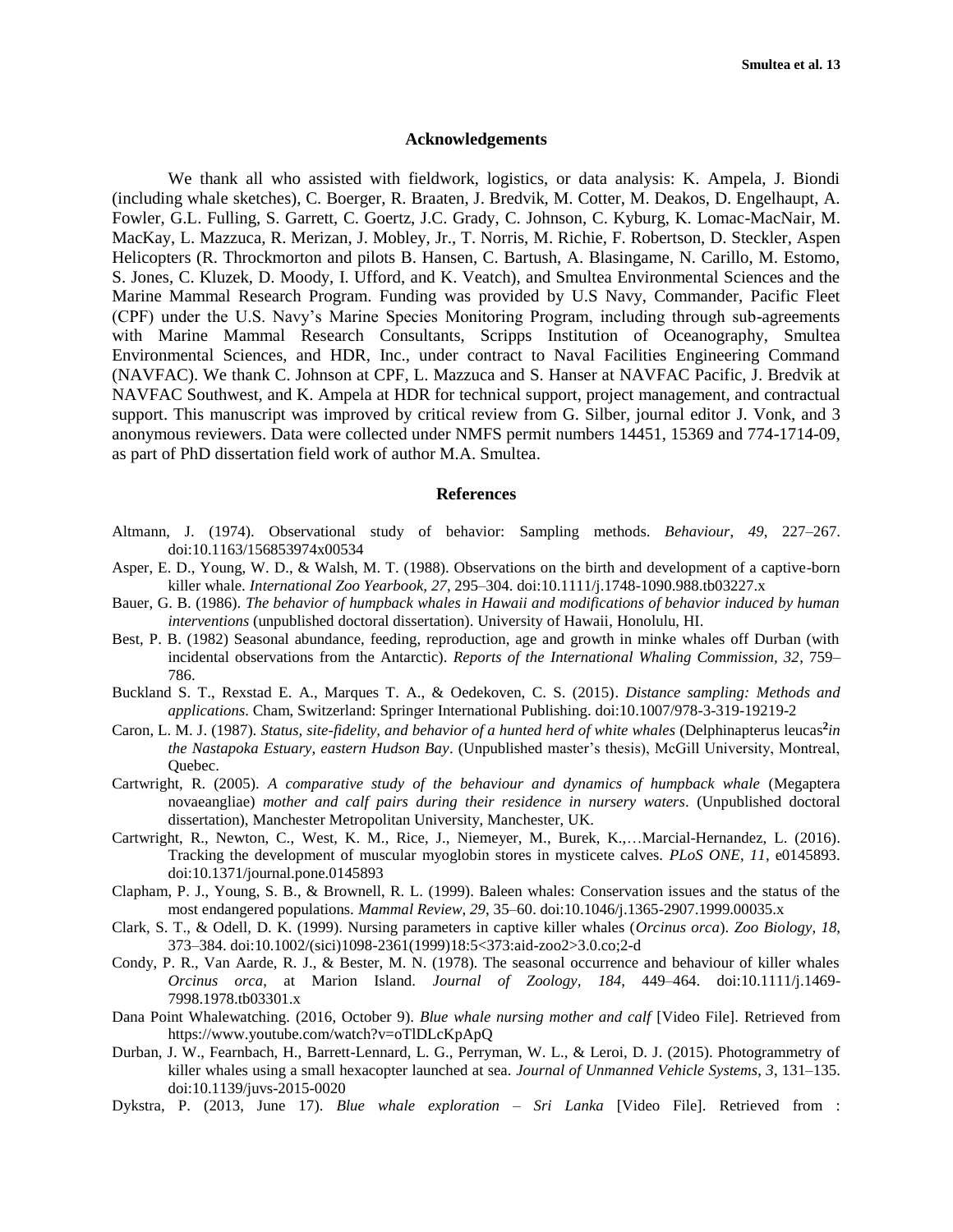## Acknowledgements

We thank all who assisted with fieldwork, logistics, or data analysis: K. Ampela, J. Biondi (including whale sketches), C. Boerger, R. Braaten, J. Bredvik, M. Cotter, M. Deakos, D. Engelhaupt, A. Fowler, G.L. Fulling, S. Garrett, C. Goertz, J.C. Grady, C. Johnson, C. Kyburg, K. Lomac-MacNair, M. MacKay, L. Mazzuca, R. Merizan, J. Mobley, Jr., T. Norris, M. Richie, F. Robertson, D. Steckler, Aspen Helicopters (R. Throckmorton and pilots B. Hansen, C. Bartush, A. Blasingame, N. Carillo, M. Estomo, S. Jones, C. Kluzek, D. Moody, I. Ufford, and K. Veatch), and Smultea Environmental Sciences and the Marine Mammal Research Program. Funding was provided by U.S Navy, Commander, Pacific Fleet (CPF) under the U.S. Navy's Marine Species Monitoring Program, including through sub-agreements with Marine Mammal Research Consultants, Scripps Institution of Oceanography, Smultea Environmental Sciences, and HDR, Inc., under contract to Naval Facilities Engineering Command (NAVFAC). We thank C. Johnson at CPF, L. Mazzuca and S. Hanser at NAVFAC Pacific, J. Bredvik at NAVFAC Southwest, and K. Ampela at HDR for technical support, project management, and contractual support. This manuscript was improved by critical review from G. Silber, journal editor J. Vonk, and 3 anonymous reviewers. Data were collected under NMFS permit numbers 14451, 15369 and 774-1714-09, as part of PhD dissertation field work of author M.A. Smultea.

## References

Altmann, J. (1974). Observational study of behavior: Sampling methods. *Behaviour*, *49*, 227–267. doi:10.1163/156853974x00534

Asper, E. D., Young, W. D., & Walsh, M. T. (1988). Observations on the birth and development of a captive-born killer whale. *International Zoo Yearbook, 27*, 295–304. doi:10.1111/j.1748-1090.988.tb03227.x

Bauer, G. B. (1986). *The behavior of humpback whales in Hawaii and modifications of behavior induced by human interventions* (unpublished doctoral dissertation). University of Hawaii, Honolulu, HI.

Best, P. B. (1982) Seasonal abundance, feeding, reproduction, age and growth in minke whales off Durban (with incidental observations from the Antarctic). *Reports of the International Whaling Commission, 32*, 759–786.

Buckland S. T., Rexstad E. A., Marques T. A., & Oedekoven, C. S. (2015). *Distance sampling: Methods and applications*. Cham, Switzerland: Springer International Publishing. doi:10.1007/978-3-319-19219-2

Caron, L. M. J. (1987). *Status, site-fidelity, and behavior of a hunted herd of white whales* (Delphinapterus leucas[2] *in the Nastapoka Estuary, eastern Hudson Bay*. (Unpublished master's thesis), McGill University, Montreal, Quebec.

Cartwright, R. (2005). *A comparative study of the behaviour and dynamics of humpback whale* (Megaptera novaeangliae) *mother and calf pairs during their residence in nursery waters*. (Unpublished doctoral dissertation), Manchester Metropolitan University, Manchester, UK.

Cartwright, R., Newton, C., West, K. M., Rice, J., Niemeyer, M., Burek, K.,…Marcial-Hernandez, L. (2016). Tracking the development of muscular myoglobin stores in mysticete calves. *PLoS ONE*, *11*, e0145893. doi:10.1371/journal.pone.0145893

Clapham, P. J., Young, S. B., & Brownell, R. L. (1999). Baleen whales: Conservation issues and the status of the most endangered populations. *Mammal Review*, *29*, 35–60. doi:10.1046/j.1365-2907.1999.00035.x

Clark, S. T., & Odell, D. K. (1999). Nursing parameters in captive killer whales (*Orcinus orca*). *Zoo Biology*, *18*, 373–384. doi:10.1002/(sici)1098-2361(1999)18:5<373:aid-zoo2>3.0.co;2-d

Condy, P. R., Van Aarde, R. J., & Bester, M. N. (1978). The seasonal occurrence and behaviour of killer whales *Orcinus orca*, at Marion Island. *Journal of Zoology, 184*, 449–464. doi:10.1111/j.1469-7998.1978.tb03301.x

Dana Point Whalewatching. (2016, October 9). *Blue whale nursing mother and calf* [Video File]. Retrieved from https://www.youtube.com/watch?v=oTlDLcKpApQ

Durban, J. W., Fearnbach, H., Barrett-Lennard, L. G., Perryman, W. L., & Leroi, D. J. (2015). Photogrammetry of killer whales using a small hexacopter launched at sea. *Journal of Unmanned Vehicle Systems*, *3*, 131–135. doi:10.1139/juvs-2015-0020

Dykstra, P. (2013, June 17). *Blue whale exploration – Sri Lanka* [Video File]. Retrieved from :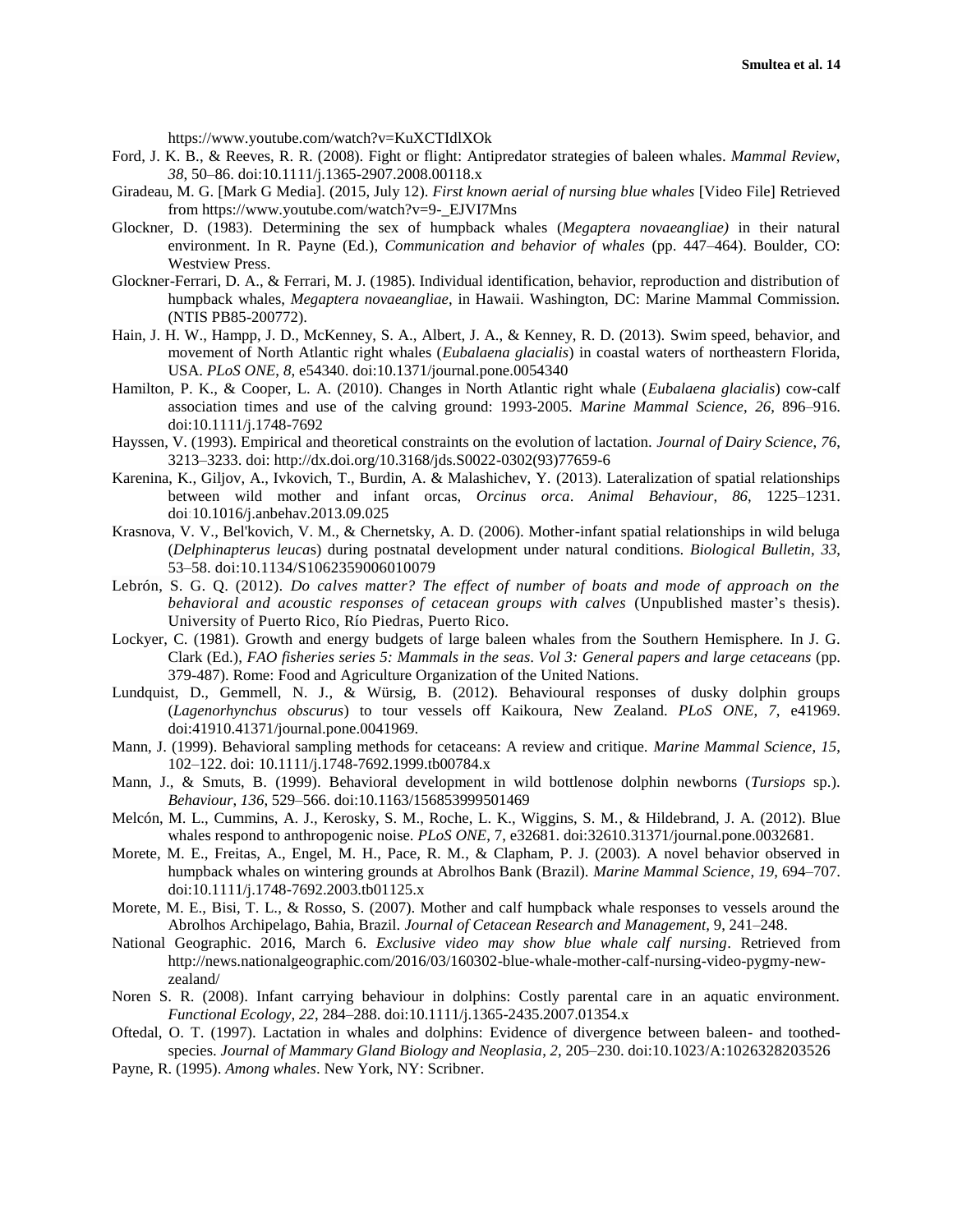https://www.youtube.com/watch?v=KuXCTIdlXOk

Ford, J. K. B., & Reeves, R. R. (2008). Fight or flight: Antipredator strategies of baleen whales. *Mammal Review*, *38*, 50–86. doi:10.1111/j.1365-2907.2008.00118.x

Giradeau, M. G. [Mark G Media]. (2015, July 12). *First known aerial of nursing blue whales* [Video File] Retrieved from https://www.youtube.com/watch?v=9-_EJVI7Mns

Glockner, D. (1983). Determining the sex of humpback whales (*Megaptera novaeangliae)* in their natural environment. In R. Payne (Ed.), *Communication and behavior of whales* (pp. 447–464). Boulder, CO: Westview Press.

Glockner-Ferrari, D. A., & Ferrari, M. J. (1985). Individual identification, behavior, reproduction and distribution of humpback whales, *Megaptera novaeangliae*, in Hawaii. Washington, DC: Marine Mammal Commission. (NTIS PB85-200772).

Hain, J. H. W., Hampp, J. D., McKenney, S. A., Albert, J. A., & Kenney, R. D. (2013). Swim speed, behavior, and movement of North Atlantic right whales (*Eubalaena glacialis*) in coastal waters of northeastern Florida, USA. *PLoS ONE*, *8*, e54340. doi:10.1371/journal.pone.0054340

Hamilton, P. K., & Cooper, L. A. (2010). Changes in North Atlantic right whale (*Eubalaena glacialis*) cow-calf association times and use of the calving ground: 1993-2005. *Marine Mammal Science*, *26*, 896–916. doi:10.1111/j.1748-7692

Hayssen, V. (1993). Empirical and theoretical constraints on the evolution of lactation. *Journal of Dairy Science*, *76*, 3213–3233. doi: http://dx.doi.org/10.3168/jds.S0022-0302(93)77659-6

Karenina, K., Giljov, A., Ivkovich, T., Burdin, A. & Malashichev, Y. (2013). Lateralization of spatial relationships between wild mother and infant orcas, *Orcinus orca*. *Animal Behaviour*, *86*, 1225–1231. doi:10.1016/j.anbehav.2013.09.025

Krasnova, V. V., Bel'kovich, V. M., & Chernetsky, A. D. (2006). Mother-infant spatial relationships in wild beluga (*Delphinapterus leucas*) during postnatal development under natural conditions. *Biological Bulletin*, *33*, 53–58. doi:10.1134/S1062359006010079

Lebrón, S. G. Q. (2012). *Do calves matter? The effect of number of boats and mode of approach on the behavioral and acoustic responses of cetacean groups with calves* (Unpublished master's thesis). University of Puerto Rico, Río Piedras, Puerto Rico.

Lockyer, C. (1981). Growth and energy budgets of large baleen whales from the Southern Hemisphere. In J. G. Clark (Ed.), *FAO fisheries series 5: Mammals in the seas. Vol 3: General papers and large cetaceans* (pp. 379-487). Rome: Food and Agriculture Organization of the United Nations.

Lundquist, D., Gemmell, N. J., & Würsig, B. (2012). Behavioural responses of dusky dolphin groups (*Lagenorhynchus obscurus*) to tour vessels off Kaikoura, New Zealand. *PLoS ONE*, *7*, e41969. doi:41910.41371/journal.pone.0041969.

Mann, J. (1999). Behavioral sampling methods for cetaceans: A review and critique. *Marine Mammal Science*, *15*, 102–122. doi: 10.1111/j.1748-7692.1999.tb00784.x

Mann, J., & Smuts, B. (1999). Behavioral development in wild bottlenose dolphin newborns (*Tursiops* sp.). *Behaviour*, *136*, 529–566. doi:10.1163/156853999501469

Melcón, M. L., Cummins, A. J., Kerosky, S. M., Roche, L. K., Wiggins, S. M., & Hildebrand, J. A. (2012). Blue whales respond to anthropogenic noise. *PLoS ONE*, 7, e32681. doi:32610.31371/journal.pone.0032681.

Morete, M. E., Freitas, A., Engel, M. H., Pace, R. M., & Clapham, P. J. (2003). A novel behavior observed in humpback whales on wintering grounds at Abrolhos Bank (Brazil). *Marine Mammal Science*, *19*, 694–707. doi:10.1111/j.1748-7692.2003.tb01125.x

Morete, M. E., Bisi, T. L., & Rosso, S. (2007). Mother and calf humpback whale responses to vessels around the Abrolhos Archipelago, Bahia, Brazil. *Journal of Cetacean Research and Management*, 9, 241–248.

National Geographic. 2016, March 6. *Exclusive video may show blue whale calf nursing*. Retrieved from http://news.nationalgeographic.com/2016/03/160302-blue-whale-mother-calf-nursing-video-pygmy-new-zealand/

Noren S. R. (2008). Infant carrying behaviour in dolphins: Costly parental care in an aquatic environment. *Functional Ecology*, *22*, 284–288. doi:10.1111/j.1365-2435.2007.01354.x

Oftedal, O. T. (1997). Lactation in whales and dolphins: Evidence of divergence between baleen- and toothed-species. *Journal of Mammary Gland Biology and Neoplasia*, *2*, 205–230. doi:10.1023/A:1026328203526

Payne, R. (1995). *Among whales*. New York, NY: Scribner.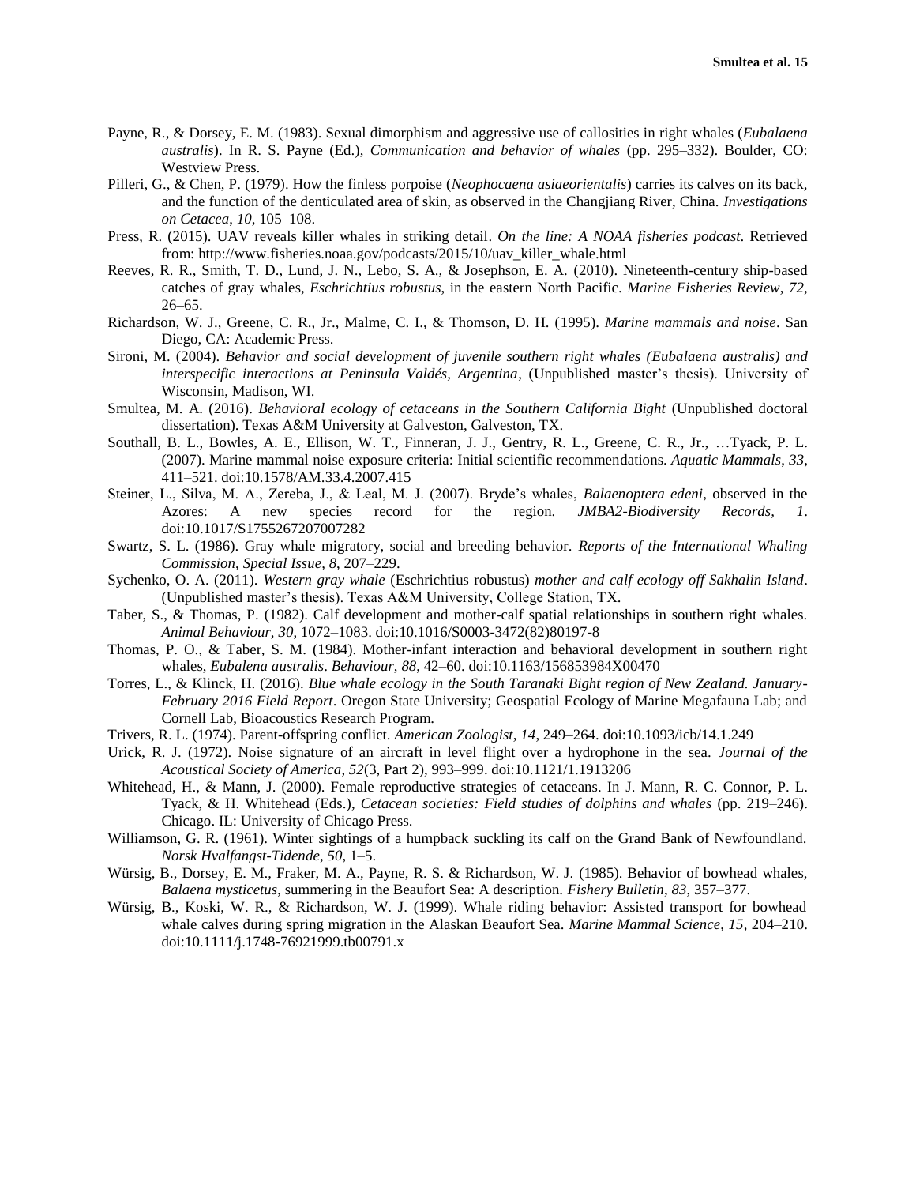Payne, R., & Dorsey, E. M. (1983). Sexual dimorphism and aggressive use of callosities in right whales (*Eubalaena australis*). In R. S. Payne (Ed.), *Communication and behavior of whales* (pp. 295–332). Boulder, CO: Westview Press.

Pilleri, G., & Chen, P. (1979). How the finless porpoise (*Neophocaena asiaeorientalis*) carries its calves on its back, and the function of the denticulated area of skin, as observed in the Changjiang River, China. *Investigations on Cetacea*, *10*, 105–108.

Press, R. (2015). UAV reveals killer whales in striking detail. *On the line: A NOAA fisheries podcast*. Retrieved from: http://www.fisheries.noaa.gov/podcasts/2015/10/uav_killer_whale.html

Reeves, R. R., Smith, T. D., Lund, J. N., Lebo, S. A., & Josephson, E. A. (2010). Nineteenth-century ship-based catches of gray whales, *Eschrichtius robustus*, in the eastern North Pacific. *Marine Fisheries Review*, *72*, 26–65.

Richardson, W. J., Greene, C. R., Jr., Malme, C. I., & Thomson, D. H. (1995). *Marine mammals and noise*. San Diego, CA: Academic Press.

Sironi, M. (2004). *Behavior and social development of juvenile southern right whales (Eubalaena australis) and interspecific interactions at Peninsula Valdés, Argentina*, (Unpublished master's thesis). University of Wisconsin, Madison, WI.

Smultea, M. A. (2016). *Behavioral ecology of cetaceans in the Southern California Bight* (Unpublished doctoral dissertation). Texas A&M University at Galveston, Galveston, TX.

Southall, B. L., Bowles, A. E., Ellison, W. T., Finneran, J. J., Gentry, R. L., Greene, C. R., Jr., …Tyack, P. L. (2007). Marine mammal noise exposure criteria: Initial scientific recommendations. *Aquatic Mammals*, *33*, 411–521. doi:10.1578/AM.33.4.2007.415

Steiner, L., Silva, M. A., Zereba, J., & Leal, M. J. (2007). Bryde's whales, *Balaenoptera edeni*, observed in the Azores: A new species record for the region. *JMBA2-Biodiversity Records, 1*. doi:10.1017/S1755267207007282

Swartz, S. L. (1986). Gray whale migratory, social and breeding behavior. *Reports of the International Whaling Commission, Special Issue, 8*, 207–229.

Sychenko, O. A. (2011). *Western gray whale* (Eschrichtius robustus) *mother and calf ecology off Sakhalin Island*. (Unpublished master's thesis). Texas A&M University, College Station, TX.

Taber, S., & Thomas, P. (1982). Calf development and mother-calf spatial relationships in southern right whales. *Animal Behaviour*, *30*, 1072–1083. doi:10.1016/S0003-3472(82)80197-8

Thomas, P. O., & Taber, S. M. (1984). Mother-infant interaction and behavioral development in southern right whales, *Eubalena australis*. *Behaviour*, *88*, 42–60. doi:10.1163/156853984X00470

Torres, L., & Klinck, H. (2016). *Blue whale ecology in the South Taranaki Bight region of New Zealand. January-February 2016 Field Report*. Oregon State University; Geospatial Ecology of Marine Megafauna Lab; and Cornell Lab, Bioacoustics Research Program.

Trivers, R. L. (1974). Parent-offspring conflict. *American Zoologist*, *14,* 249–264. doi:10.1093/icb/14.1.249

Urick, R. J. (1972). Noise signature of an aircraft in level flight over a hydrophone in the sea. *Journal of the Acoustical Society of America*, *52*(3, Part 2), 993–999. doi:10.1121/1.1913206

Whitehead, H., & Mann, J. (2000). Female reproductive strategies of cetaceans. In J. Mann, R. C. Connor, P. L. Tyack, & H. Whitehead (Eds.), *Cetacean societies: Field studies of dolphins and whales* (pp. 219–246). Chicago. IL: University of Chicago Press.

Williamson, G. R. (1961). Winter sightings of a humpback suckling its calf on the Grand Bank of Newfoundland. *Norsk Hvalfangst-Tidende*, *50*, 1–5.

Würsig, B., Dorsey, E. M., Fraker, M. A., Payne, R. S. & Richardson, W. J. (1985). Behavior of bowhead whales, *Balaena mysticetus*, summering in the Beaufort Sea: A description. *Fishery Bulletin*, *83*, 357–377.

Würsig, B., Koski, W. R., & Richardson, W. J. (1999). Whale riding behavior: Assisted transport for bowhead whale calves during spring migration in the Alaskan Beaufort Sea. *Marine Mammal Science*, *15*, 204–210. doi:10.1111/j.1748-76921999.tb00791.x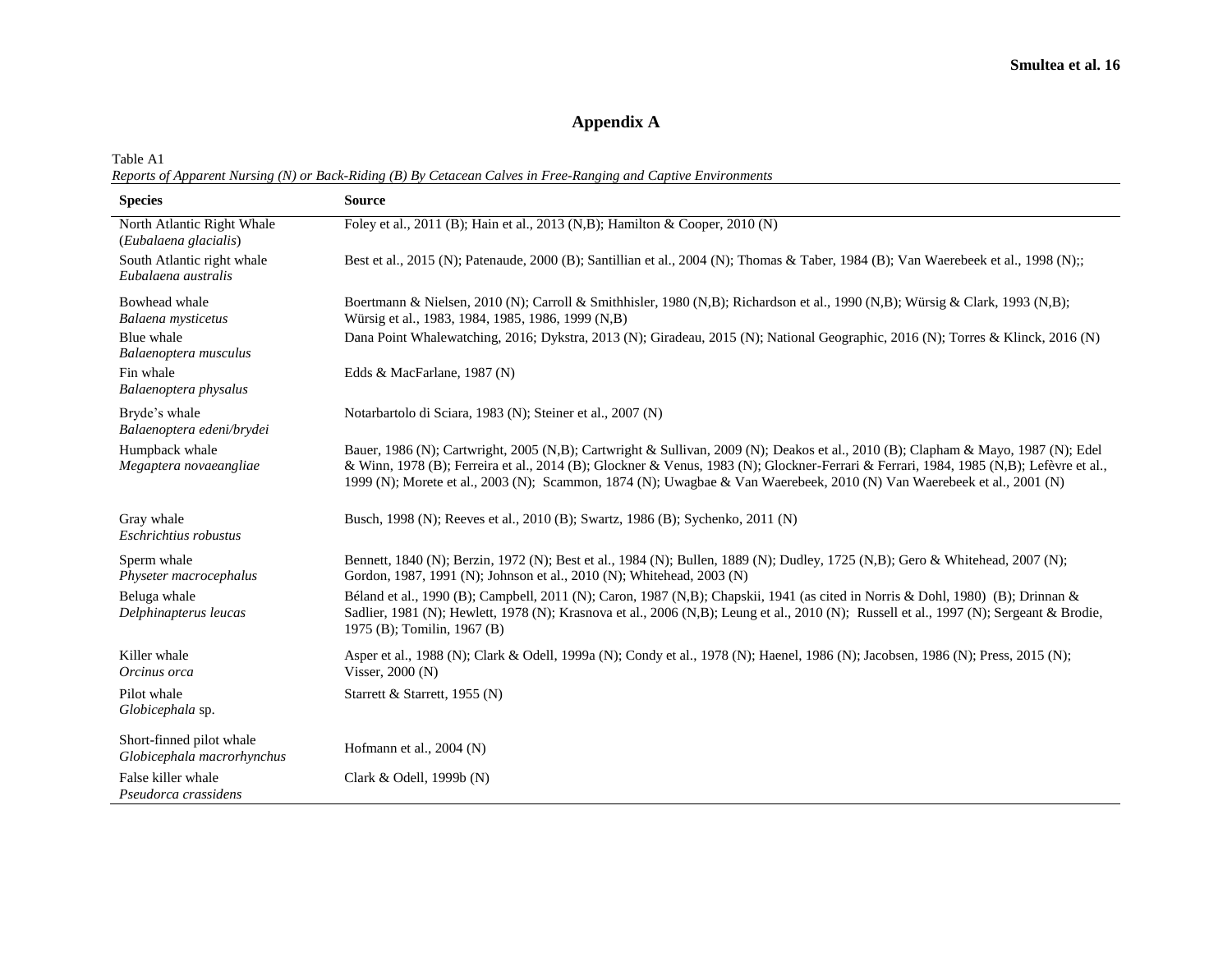# Appendix A

Table A1

*Reports of Apparent Nursing (N) or Back-Riding (B) By Cetacean Calves in Free-Ranging and Captive Environments*

| Species | Source |
|---|---|
| North Atlantic Right Whale (*Eubalaena glacialis*) | Foley et al., 2011 (B); Hain et al., 2013 (N,B); Hamilton & Cooper, 2010 (N) |
| South Atlantic right whale *Eubalaena australis* | Best et al., 2015 (N); Patenaude, 2000 (B); Santillian et al., 2004 (N); Thomas & Taber, 1984 (B); Van Waerebeek et al., 1998 (N);; |
| Bowhead whale *Balaena mysticetus* | Boertmann & Nielsen, 2010 (N); Carroll & Smithhisler, 1980 (N,B); Richardson et al., 1990 (N,B); Würsig & Clark, 1993 (N,B); Würsig et al., 1983, 1984, 1985, 1986, 1999 (N,B) |
| Blue whale *Balaenoptera musculus* | Dana Point Whalewatching, 2016; Dykstra, 2013 (N); Giradeau, 2015 (N); National Geographic, 2016 (N); Torres & Klinck, 2016 (N) |
| Fin whale *Balaenoptera physalus* | Edds & MacFarlane, 1987 (N) |
| Bryde's whale *Balaenoptera edeni/brydei* | Notarbartolo di Sciara, 1983 (N); Steiner et al., 2007 (N) |
| Humpback whale *Megaptera novaeangliae* | Bauer, 1986 (N); Cartwright, 2005 (N,B); Cartwright & Sullivan, 2009 (N); Deakos et al., 2010 (B); Clapham & Mayo, 1987 (N); Edel & Winn, 1978 (B); Ferreira et al., 2014 (B); Glockner & Venus, 1983 (N); Glockner-Ferrari & Ferrari, 1984, 1985 (N,B); Lefèvre et al., 1999 (N); Morete et al., 2003 (N); Scammon, 1874 (N); Uwagbae & Van Waerebeek, 2010 (N) Van Waerebeek et al., 2001 (N) |
| Gray whale *Eschrichtius robustus* | Busch, 1998 (N); Reeves et al., 2010 (B); Swartz, 1986 (B); Sychenko, 2011 (N) |
| Sperm whale *Physeter macrocephalus* | Bennett, 1840 (N); Berzin, 1972 (N); Best et al., 1984 (N); Bullen, 1889 (N); Dudley, 1725 (N,B); Gero & Whitehead, 2007 (N); Gordon, 1987, 1991 (N); Johnson et al., 2010 (N); Whitehead, 2003 (N) |
| Beluga whale *Delphinapterus leucas* | Béland et al., 1990 (B); Campbell, 2011 (N); Caron, 1987 (N,B); Chapskii, 1941 (as cited in Norris & Dohl, 1980) (B); Drinnan & Sadlier, 1981 (N); Hewlett, 1978 (N); Krasnova et al., 2006 (N,B); Leung et al., 2010 (N); Russell et al., 1997 (N); Sergeant & Brodie, 1975 (B); Tomilin, 1967 (B) |
| Killer whale *Orcinus orca* | Asper et al., 1988 (N); Clark & Odell, 1999a (N); Condy et al., 1978 (N); Haenel, 1986 (N); Jacobsen, 1986 (N); Press, 2015 (N); Visser, 2000 (N) |
| Pilot whale *Globicephala* sp. | Starrett & Starrett, 1955 (N) |
| Short-finned pilot whale *Globicephala macrorhynchus* | Hofmann et al., 2004 (N) |
| False killer whale *Pseudorca crassidens* | Clark & Odell, 1999b (N) |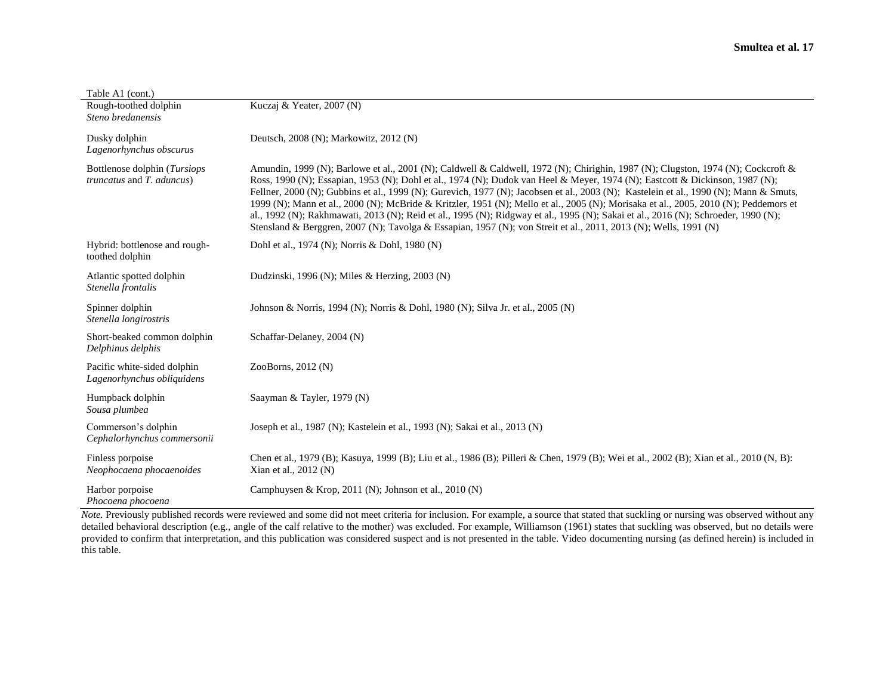Table A1 (cont.)

| | |
|---|---|
| Rough-toothed dolphin *Steno bredanensis* | Kuczaj & Yeater, 2007 (N) |
| Dusky dolphin *Lagenorhynchus obscurus* | Deutsch, 2008 (N); Markowitz, 2012 (N) |
| Bottlenose dolphin (*Tursiops truncatus* and *T. aduncus*) | Amundin, 1999 (N); Barlowe et al., 2001 (N); Caldwell & Caldwell, 1972 (N); Chirighin, 1987 (N); Clugston, 1974 (N); Cockcroft & Ross, 1990 (N); Essapian, 1953 (N); Dohl et al., 1974 (N); Dudok van Heel & Meyer, 1974 (N); Eastcott & Dickinson, 1987 (N); Fellner, 2000 (N); Gubbins et al., 1999 (N); Gurevich, 1977 (N); Jacobsen et al., 2003 (N); Kastelein et al., 1990 (N); Mann & Smuts, 1999 (N); Mann et al., 2000 (N); McBride & Kritzler, 1951 (N); Mello et al., 2005 (N); Morisaka et al., 2005, 2010 (N); Peddemors et al., 1992 (N); Rakhmawati, 2013 (N); Reid et al., 1995 (N); Ridgway et al., 1995 (N); Sakai et al., 2016 (N); Schroeder, 1990 (N); Stensland & Berggren, 2007 (N); Tavolga & Essapian, 1957 (N); von Streit et al., 2011, 2013 (N); Wells, 1991 (N) |
| Hybrid: bottlenose and rough-toothed dolphin | Dohl et al., 1974 (N); Norris & Dohl, 1980 (N) |
| Atlantic spotted dolphin *Stenella frontalis* | Dudzinski, 1996 (N); Miles & Herzing, 2003 (N) |
| Spinner dolphin *Stenella longirostris* | Johnson & Norris, 1994 (N); Norris & Dohl, 1980 (N); Silva Jr. et al., 2005 (N) |
| Short-beaked common dolphin *Delphinus delphis* | Schaffar-Delaney, 2004 (N) |
| Pacific white-sided dolphin *Lagenorhynchus obliquidens* | ZooBorns, 2012 (N) |
| Humpback dolphin *Sousa plumbea* | Saayman & Tayler, 1979 (N) |
| Commerson's dolphin *Cephalorhynchus commersonii* | Joseph et al., 1987 (N); Kastelein et al., 1993 (N); Sakai et al., 2013 (N) |
| Finless porpoise *Neophocaena phocaenoides* | Chen et al., 1979 (B); Kasuya, 1999 (B); Liu et al., 1986 (B); Pilleri & Chen, 1979 (B); Wei et al., 2002 (B); Xian et al., 2010 (N, B): Xian et al., 2012 (N) |
| Harbor porpoise *Phocoena phocoena* | Camphuysen & Krop, 2011 (N); Johnson et al., 2010 (N) |

*Note.* Previously published records were reviewed and some did not meet criteria for inclusion. For example, a source that stated that suckling or nursing was observed without any detailed behavioral description (e.g., angle of the calf relative to the mother) was excluded. For example, Williamson (1961) states that suckling was observed, but no details were provided to confirm that interpretation, and this publication was considered suspect and is not presented in the table. Video documenting nursing (as defined herein) is included in this table.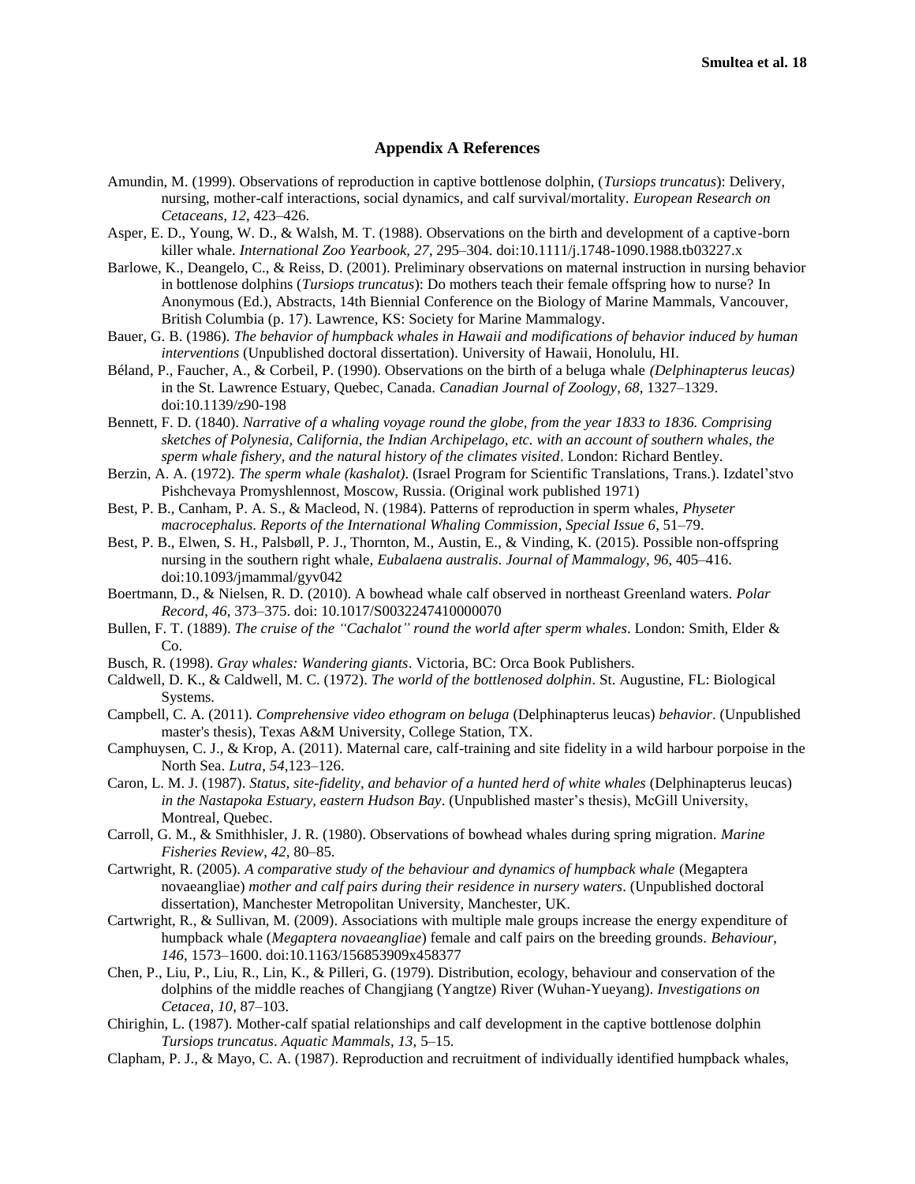## Appendix A References

Amundin, M. (1999). Observations of reproduction in captive bottlenose dolphin, (*Tursiops truncatus*): Delivery, nursing, mother-calf interactions, social dynamics, and calf survival/mortality. *European Research on Cetaceans, 12*, 423–426.

Asper, E. D., Young, W. D., & Walsh, M. T. (1988). Observations on the birth and development of a captive-born killer whale. *International Zoo Yearbook, 27*, 295–304. doi:10.1111/j.1748-1090.1988.tb03227.x

Barlowe, K., Deangelo, C., & Reiss, D. (2001). Preliminary observations on maternal instruction in nursing behavior in bottlenose dolphins (*Tursiops truncatus*): Do mothers teach their female offspring how to nurse? In Anonymous (Ed.), Abstracts, 14th Biennial Conference on the Biology of Marine Mammals, Vancouver, British Columbia (p. 17). Lawrence, KS: Society for Marine Mammalogy.

Bauer, G. B. (1986). *The behavior of humpback whales in Hawaii and modifications of behavior induced by human interventions* (Unpublished doctoral dissertation). University of Hawaii, Honolulu, HI.

Béland, P., Faucher, A., & Corbeil, P. (1990). Observations on the birth of a beluga whale *(Delphinapterus leucas)* in the St. Lawrence Estuary, Quebec, Canada. *Canadian Journal of Zoology, 68*, 1327–1329. doi:10.1139/z90-198

Bennett, F. D. (1840). *Narrative of a whaling voyage round the globe, from the year 1833 to 1836. Comprising sketches of Polynesia, California, the Indian Archipelago, etc. with an account of southern whales, the sperm whale fishery, and the natural history of the climates visited*. London: Richard Bentley.

Berzin, A. A. (1972). *The sperm whale (kashalot)*. (Israel Program for Scientific Translations, Trans.). Izdatel'stvo Pishchevaya Promyshlennost, Moscow, Russia. (Original work published 1971)

Best, P. B., Canham, P. A. S., & Macleod, N. (1984). Patterns of reproduction in sperm whales, *Physeter macrocephalus*. *Reports of the International Whaling Commission, Special Issue 6*, 51–79.

Best, P. B., Elwen, S. H., Palsbøll, P. J., Thornton, M., Austin, E., & Vinding, K. (2015). Possible non-offspring nursing in the southern right whale, *Eubalaena australis*. *Journal of Mammalogy, 96*, 405–416. doi:10.1093/jmammal/gyv042

Boertmann, D., & Nielsen, R. D. (2010). A bowhead whale calf observed in northeast Greenland waters. *Polar Record, 46*, 373–375. doi: 10.1017/S0032247410000070

Bullen, F. T. (1889). *The cruise of the "Cachalot" round the world after sperm whales*. London: Smith, Elder & Co.

Busch, R. (1998). *Gray whales: Wandering giants*. Victoria, BC: Orca Book Publishers.

Caldwell, D. K., & Caldwell, M. C. (1972). *The world of the bottlenosed dolphin*. St. Augustine, FL: Biological Systems.

Campbell, C. A. (2011). *Comprehensive video ethogram on beluga* (Delphinapterus leucas) *behavior*. (Unpublished master's thesis), Texas A&M University, College Station, TX.

Camphuysen, C. J., & Krop, A. (2011). Maternal care, calf-training and site fidelity in a wild harbour porpoise in the North Sea. *Lutra, 54*,123–126.

Caron, L. M. J. (1987). *Status, site-fidelity, and behavior of a hunted herd of white whales* (Delphinapterus leucas) *in the Nastapoka Estuary, eastern Hudson Bay*. (Unpublished master's thesis), McGill University, Montreal, Quebec.

Carroll, G. M., & Smithhisler, J. R. (1980). Observations of bowhead whales during spring migration. *Marine Fisheries Review, 42*, 80–85.

Cartwright, R. (2005). *A comparative study of the behaviour and dynamics of humpback whale* (Megaptera novaeangliae) *mother and calf pairs during their residence in nursery waters*. (Unpublished doctoral dissertation), Manchester Metropolitan University, Manchester, UK.

Cartwright, R., & Sullivan, M. (2009). Associations with multiple male groups increase the energy expenditure of humpback whale (*Megaptera novaeangliae*) female and calf pairs on the breeding grounds. *Behaviour, 146*, 1573–1600. doi:10.1163/156853909x458377

Chen, P., Liu, P., Liu, R., Lin, K., & Pilleri, G. (1979). Distribution, ecology, behaviour and conservation of the dolphins of the middle reaches of Changjiang (Yangtze) River (Wuhan-Yueyang). *Investigations on Cetacea, 10*, 87–103.

Chirighin, L. (1987). Mother-calf spatial relationships and calf development in the captive bottlenose dolphin *Tursiops truncatus*. *Aquatic Mammals, 13*, 5–15.

Clapham, P. J., & Mayo, C. A. (1987). Reproduction and recruitment of individually identified humpback whales,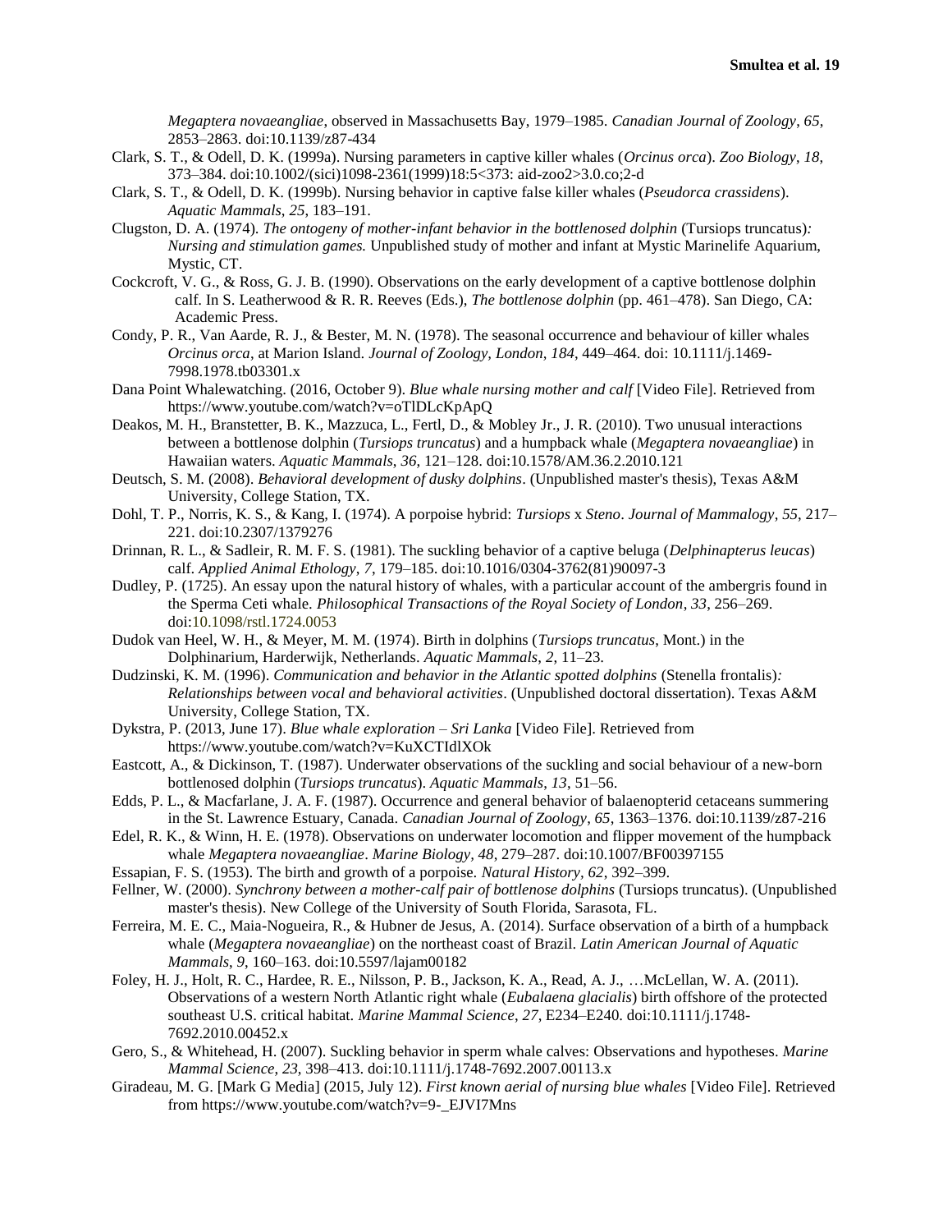*Megaptera novaeangliae*, observed in Massachusetts Bay, 1979–1985. *Canadian Journal of Zoology*, *65*, 2853–2863. doi:10.1139/z87-434

Clark, S. T., & Odell, D. K. (1999a). Nursing parameters in captive killer whales (*Orcinus orca*). *Zoo Biology*, *18*, 373–384. doi:10.1002/(sici)1098-2361(1999)18:5<373: aid-zoo2>3.0.co;2-d

Clark, S. T., & Odell, D. K. (1999b). Nursing behavior in captive false killer whales (*Pseudorca crassidens*). *Aquatic Mammals*, *25*, 183–191.

Clugston, D. A. (1974). *The ontogeny of mother-infant behavior in the bottlenosed dolphin* (Tursiops truncatus)*: Nursing and stimulation games.* Unpublished study of mother and infant at Mystic Marinelife Aquarium, Mystic, CT.

Cockcroft, V. G., & Ross, G. J. B. (1990). Observations on the early development of a captive bottlenose dolphin calf. In S. Leatherwood & R. R. Reeves (Eds.), *The bottlenose dolphin* (pp. 461–478). San Diego, CA: Academic Press.

Condy, P. R., Van Aarde, R. J., & Bester, M. N. (1978). The seasonal occurrence and behaviour of killer whales *Orcinus orca*, at Marion Island. *Journal of Zoology, London*, *184*, 449–464. doi: 10.1111/j.1469-7998.1978.tb03301.x

Dana Point Whalewatching. (2016, October 9). *Blue whale nursing mother and calf* [Video File]. Retrieved from https://www.youtube.com/watch?v=oTlDLcKpApQ

Deakos, M. H., Branstetter, B. K., Mazzuca, L., Fertl, D., & Mobley Jr., J. R. (2010). Two unusual interactions between a bottlenose dolphin (*Tursiops truncatus*) and a humpback whale (*Megaptera novaeangliae*) in Hawaiian waters. *Aquatic Mammals*, *36*, 121–128. doi:10.1578/AM.36.2.2010.121

Deutsch, S. M. (2008). *Behavioral development of dusky dolphins*. (Unpublished master's thesis), Texas A&M University, College Station, TX.

Dohl, T. P., Norris, K. S., & Kang, I. (1974). A porpoise hybrid: *Tursiops* x *Steno*. *Journal of Mammalogy*, *55*, 217–221. doi:10.2307/1379276

Drinnan, R. L., & Sadleir, R. M. F. S. (1981). The suckling behavior of a captive beluga (*Delphinapterus leucas*) calf. *Applied Animal Ethology*, *7*, 179–185. doi:10.1016/0304-3762(81)90097-3

Dudley, P. (1725). An essay upon the natural history of whales, with a particular account of the ambergris found in the Sperma Ceti whale. *Philosophical Transactions of the Royal Society of London*, *33*, 256–269. doi:10.1098/rstl.1724.0053

Dudok van Heel, W. H., & Meyer, M. M. (1974). Birth in dolphins (*Tursiops truncatus*, Mont.) in the Dolphinarium, Harderwijk, Netherlands. *Aquatic Mammals*, *2*, 11–23.

Dudzinski, K. M. (1996). *Communication and behavior in the Atlantic spotted dolphins* (Stenella frontalis)*: Relationships between vocal and behavioral activities*. (Unpublished doctoral dissertation). Texas A&M University, College Station, TX.

Dykstra, P. (2013, June 17). *Blue whale exploration – Sri Lanka* [Video File]. Retrieved from https://www.youtube.com/watch?v=KuXCTIdlXOk

Eastcott, A., & Dickinson, T. (1987). Underwater observations of the suckling and social behaviour of a new-born bottlenosed dolphin (*Tursiops truncatus*). *Aquatic Mammals*, *13*, 51–56.

Edds, P. L., & Macfarlane, J. A. F. (1987). Occurrence and general behavior of balaenopterid cetaceans summering in the St. Lawrence Estuary, Canada. *Canadian Journal of Zoology*, *65*, 1363–1376. doi:10.1139/z87-216

Edel, R. K., & Winn, H. E. (1978). Observations on underwater locomotion and flipper movement of the humpback whale *Megaptera novaeangliae*. *Marine Biology*, *48*, 279–287. doi:10.1007/BF00397155

Essapian, F. S. (1953). The birth and growth of a porpoise. *Natural History*, *62*, 392–399.

Fellner, W. (2000). *Synchrony between a mother-calf pair of bottlenose dolphins* (Tursiops truncatus). (Unpublished master's thesis). New College of the University of South Florida, Sarasota, FL.

Ferreira, M. E. C., Maia-Nogueira, R., & Hubner de Jesus, A. (2014). Surface observation of a birth of a humpback whale (*Megaptera novaeangliae*) on the northeast coast of Brazil. *Latin American Journal of Aquatic Mammals*, *9*, 160–163. doi:10.5597/lajam00182

Foley, H. J., Holt, R. C., Hardee, R. E., Nilsson, P. B., Jackson, K. A., Read, A. J., …McLellan, W. A. (2011). Observations of a western North Atlantic right whale (*Eubalaena glacialis*) birth offshore of the protected southeast U.S. critical habitat. *Marine Mammal Science*, *27*, E234–E240. doi:10.1111/j.1748-7692.2010.00452.x

Gero, S., & Whitehead, H. (2007). Suckling behavior in sperm whale calves: Observations and hypotheses. *Marine Mammal Science*, *23*, 398–413. doi:10.1111/j.1748-7692.2007.00113.x

Giradeau, M. G. [Mark G Media] (2015, July 12). *First known aerial of nursing blue whales* [Video File]. Retrieved from https://www.youtube.com/watch?v=9-_EJVI7Mns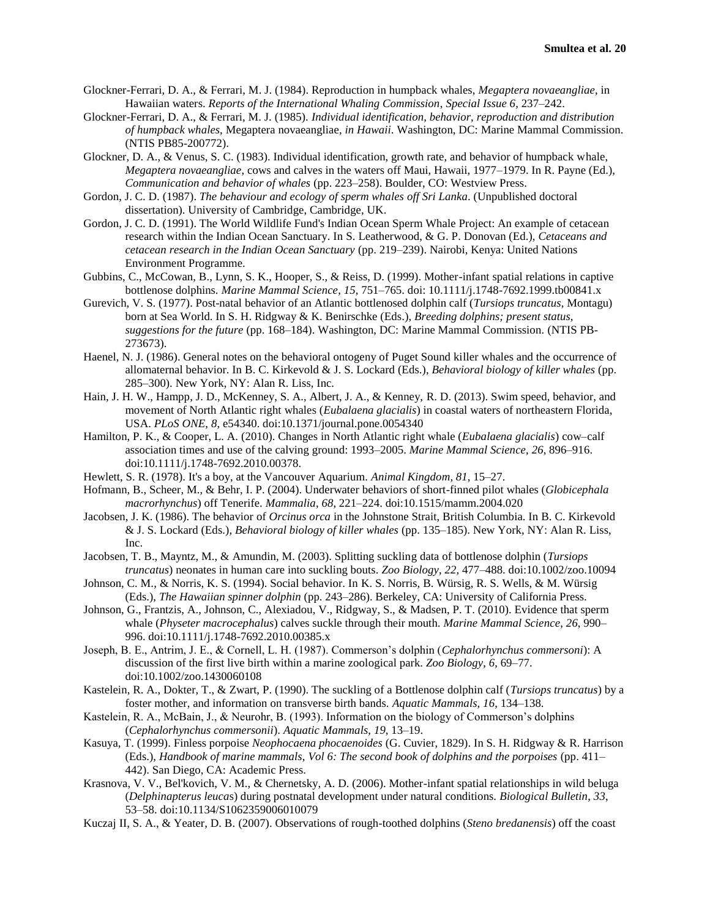Glockner-Ferrari, D. A., & Ferrari, M. J. (1984). Reproduction in humpback whales, *Megaptera novaeangliae*, in Hawaiian waters. *Reports of the International Whaling Commission*, *Special Issue 6*, 237–242.

Glockner-Ferrari, D. A., & Ferrari, M. J. (1985). *Individual identification, behavior, reproduction and distribution of humpback whales,* Megaptera novaeangliae*, in Hawaii*. Washington, DC: Marine Mammal Commission. (NTIS PB85-200772).

Glockner, D. A., & Venus, S. C. (1983). Individual identification, growth rate, and behavior of humpback whale, *Megaptera novaeangliae*, cows and calves in the waters off Maui, Hawaii, 1977–1979. In R. Payne (Ed.), *Communication and behavior of whales* (pp. 223–258). Boulder, CO: Westview Press.

Gordon, J. C. D. (1987). *The behaviour and ecology of sperm whales off Sri Lanka*. (Unpublished doctoral dissertation). University of Cambridge, Cambridge, UK.

Gordon, J. C. D. (1991). The World Wildlife Fund's Indian Ocean Sperm Whale Project: An example of cetacean research within the Indian Ocean Sanctuary. In S. Leatherwood, & G. P. Donovan (Ed.), *Cetaceans and cetacean research in the Indian Ocean Sanctuary* (pp. 219–239). Nairobi, Kenya: United Nations Environment Programme.

Gubbins, C., McCowan, B., Lynn, S. K., Hooper, S., & Reiss, D. (1999). Mother-infant spatial relations in captive bottlenose dolphins. *Marine Mammal Science*, *15*, 751–765. doi: 10.1111/j.1748-7692.1999.tb00841.x

Gurevich, V. S. (1977). Post-natal behavior of an Atlantic bottlenosed dolphin calf (*Tursiops truncatus*, Montagu) born at Sea World. In S. H. Ridgway & K. Benirschke (Eds.), *Breeding dolphins; present status, suggestions for the future* (pp. 168–184). Washington, DC: Marine Mammal Commission. (NTIS PB-273673).

Haenel, N. J. (1986). General notes on the behavioral ontogeny of Puget Sound killer whales and the occurrence of allomaternal behavior. In B. C. Kirkevold & J. S. Lockard (Eds.), *Behavioral biology of killer whales* (pp. 285–300). New York, NY: Alan R. Liss, Inc.

Hain, J. H. W., Hampp, J. D., McKenney, S. A., Albert, J. A., & Kenney, R. D. (2013). Swim speed, behavior, and movement of North Atlantic right whales (*Eubalaena glacialis*) in coastal waters of northeastern Florida, USA. *PLoS ONE*, *8*, e54340. doi:10.1371/journal.pone.0054340

Hamilton, P. K., & Cooper, L. A. (2010). Changes in North Atlantic right whale (*Eubalaena glacialis*) cow–calf association times and use of the calving ground: 1993–2005. *Marine Mammal Science*, *26*, 896–916. doi:10.1111/j.1748-7692.2010.00378.

Hewlett, S. R. (1978). It's a boy, at the Vancouver Aquarium. *Animal Kingdom, 81*, 15–27.

Hofmann, B., Scheer, M., & Behr, I. P. (2004). Underwater behaviors of short-finned pilot whales (*Globicephala macrorhynchus*) off Tenerife. *Mammalia*, *68*, 221–224. doi:10.1515/mamm.2004.020

Jacobsen, J. K. (1986). The behavior of *Orcinus orca* in the Johnstone Strait, British Columbia. In B. C. Kirkevold & J. S. Lockard (Eds.), *Behavioral biology of killer whales* (pp. 135–185). New York, NY: Alan R. Liss, Inc.

Jacobsen, T. B., Mayntz, M., & Amundin, M. (2003). Splitting suckling data of bottlenose dolphin (*Tursiops truncatus*) neonates in human care into suckling bouts. *Zoo Biology*, *22*, 477–488. doi:10.1002/zoo.10094

Johnson, C. M., & Norris, K. S. (1994). Social behavior. In K. S. Norris, B. Würsig, R. S. Wells, & M. Würsig (Eds.), *The Hawaiian spinner dolphin* (pp. 243–286). Berkeley, CA: University of California Press.

Johnson, G., Frantzis, A., Johnson, C., Alexiadou, V., Ridgway, S., & Madsen, P. T. (2010). Evidence that sperm whale (*Physeter macrocephalus*) calves suckle through their mouth. *Marine Mammal Science*, *26*, 990–996. doi:10.1111/j.1748-7692.2010.00385.x

Joseph, B. E., Antrim, J. E., & Cornell, L. H. (1987). Commerson's dolphin (*Cephalorhynchus commersoni*): A discussion of the first live birth within a marine zoological park. *Zoo Biology*, *6*, 69–77. doi:10.1002/zoo.1430060108

Kastelein, R. A., Dokter, T., & Zwart, P. (1990). The suckling of a Bottlenose dolphin calf (*Tursiops truncatus*) by a foster mother, and information on transverse birth bands. *Aquatic Mammals, 16*, 134–138.

Kastelein, R. A., McBain, J., & Neurohr, B. (1993). Information on the biology of Commerson's dolphins (*Cephalorhynchus commersonii*). *Aquatic Mammals, 19*, 13–19.

Kasuya, T. (1999). Finless porpoise *Neophocaena phocaenoides* (G. Cuvier, 1829). In S. H. Ridgway & R. Harrison (Eds.), *Handbook of marine mammals, Vol 6: The second book of dolphins and the porpoises* (pp. 411–442). San Diego, CA: Academic Press.

Krasnova, V. V., Bel'kovich, V. M., & Chernetsky, A. D. (2006). Mother-infant spatial relationships in wild beluga (*Delphinapterus leucas*) during postnatal development under natural conditions. *Biological Bulletin*, *33*, 53–58. doi:10.1134/S1062359006010079

Kuczaj II, S. A., & Yeater, D. B. (2007). Observations of rough-toothed dolphins (*Steno bredanensis*) off the coast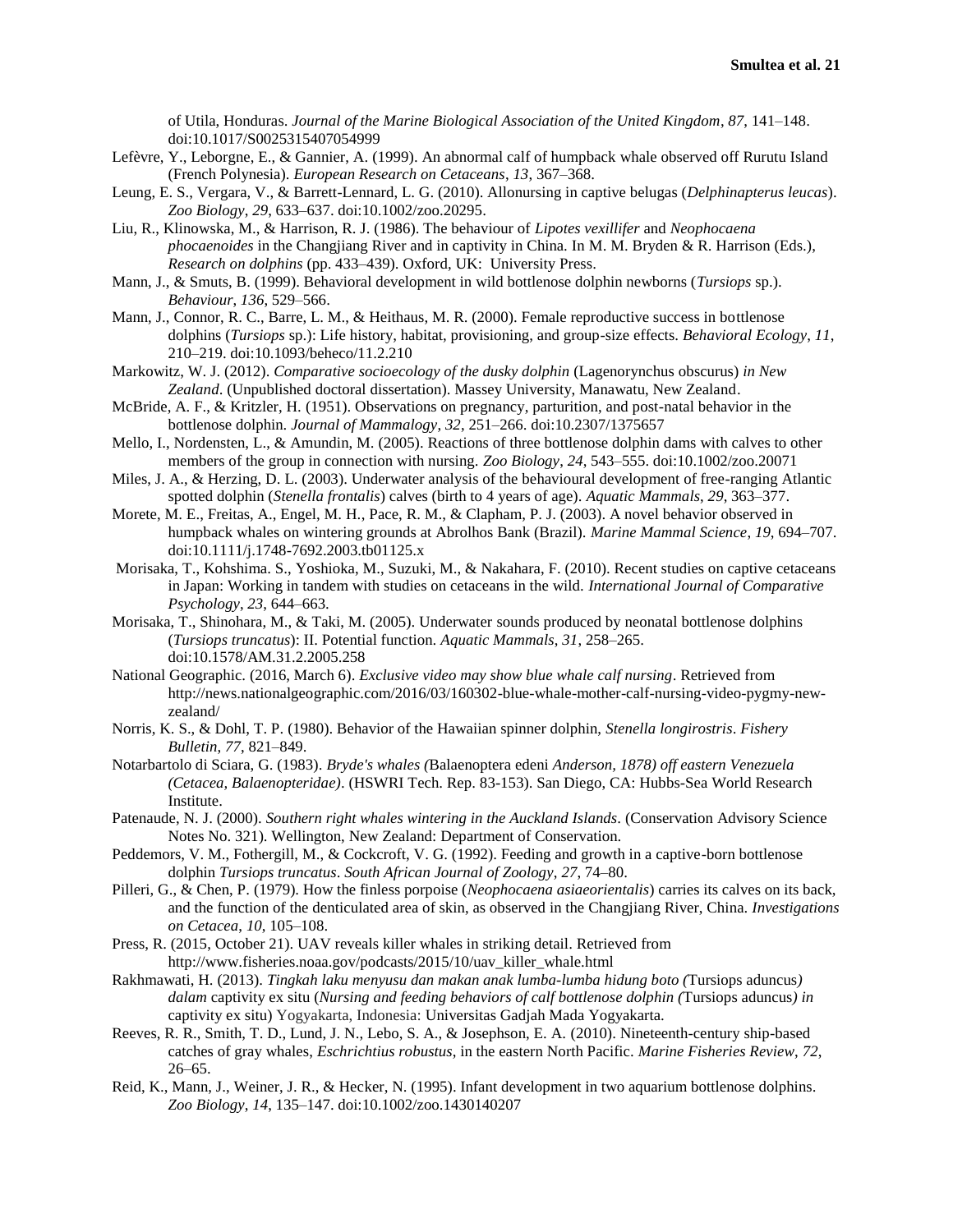of Utila, Honduras. *Journal of the Marine Biological Association of the United Kingdom*, *87*, 141–148. doi:10.1017/S0025315407054999

Lefèvre, Y., Leborgne, E., & Gannier, A. (1999). An abnormal calf of humpback whale observed off Rurutu Island (French Polynesia). *European Research on Cetaceans*, *13*, 367–368.

Leung, E. S., Vergara, V., & Barrett-Lennard, L. G. (2010). Allonursing in captive belugas (*Delphinapterus leucas*). *Zoo Biology*, *29*, 633–637. doi:10.1002/zoo.20295.

Liu, R., Klinowska, M., & Harrison, R. J. (1986). The behaviour of *Lipotes vexillifer* and *Neophocaena phocaenoides* in the Changjiang River and in captivity in China. In M. M. Bryden & R. Harrison (Eds.), *Research on dolphins* (pp. 433–439). Oxford, UK: University Press.

Mann, J., & Smuts, B. (1999). Behavioral development in wild bottlenose dolphin newborns (*Tursiops* sp.). *Behaviour*, *136*, 529–566.

Mann, J., Connor, R. C., Barre, L. M., & Heithaus, M. R. (2000). Female reproductive success in bottlenose dolphins (*Tursiops* sp.): Life history, habitat, provisioning, and group-size effects. *Behavioral Ecology*, *11*, 210–219. doi:10.1093/beheco/11.2.210

Markowitz, W. J. (2012). *Comparative socioecology of the dusky dolphin* (Lagenorynchus obscurus) *in New Zealand*. (Unpublished doctoral dissertation). Massey University, Manawatu, New Zealand.

McBride, A. F., & Kritzler, H. (1951). Observations on pregnancy, parturition, and post-natal behavior in the bottlenose dolphin. *Journal of Mammalogy*, *32*, 251–266. doi:10.2307/1375657

Mello, I., Nordensten, L., & Amundin, M. (2005). Reactions of three bottlenose dolphin dams with calves to other members of the group in connection with nursing. *Zoo Biology*, *24*, 543–555. doi:10.1002/zoo.20071

Miles, J. A., & Herzing, D. L. (2003). Underwater analysis of the behavioural development of free-ranging Atlantic spotted dolphin (*Stenella frontalis*) calves (birth to 4 years of age). *Aquatic Mammals*, *29*, 363–377.

Morete, M. E., Freitas, A., Engel, M. H., Pace, R. M., & Clapham, P. J. (2003). A novel behavior observed in humpback whales on wintering grounds at Abrolhos Bank (Brazil). *Marine Mammal Science*, *19*, 694–707. doi:10.1111/j.1748-7692.2003.tb01125.x

Morisaka, T., Kohshima. S., Yoshioka, M., Suzuki, M., & Nakahara, F. (2010). Recent studies on captive cetaceans in Japan: Working in tandem with studies on cetaceans in the wild. *International Journal of Comparative Psychology*, *23*, 644–663.

Morisaka, T., Shinohara, M., & Taki, M. (2005). Underwater sounds produced by neonatal bottlenose dolphins (*Tursiops truncatus*): II. Potential function. *Aquatic Mammals*, *31*, 258–265. doi:10.1578/AM.31.2.2005.258

National Geographic. (2016, March 6). *Exclusive video may show blue whale calf nursing*. Retrieved from http://news.nationalgeographic.com/2016/03/160302-blue-whale-mother-calf-nursing-video-pygmy-new-zealand/

Norris, K. S., & Dohl, T. P. (1980). Behavior of the Hawaiian spinner dolphin, *Stenella longirostris*. *Fishery Bulletin*, *77*, 821–849.

Notarbartolo di Sciara, G. (1983). *Bryde's whales (*Balaenoptera edeni *Anderson, 1878) off eastern Venezuela (Cetacea, Balaenopteridae)*. (HSWRI Tech. Rep. 83-153). San Diego, CA: Hubbs-Sea World Research Institute.

Patenaude, N. J. (2000). *Southern right whales wintering in the Auckland Islands*. (Conservation Advisory Science Notes No. 321). Wellington, New Zealand: Department of Conservation.

Peddemors, V. M., Fothergill, M., & Cockcroft, V. G. (1992). Feeding and growth in a captive-born bottlenose dolphin *Tursiops truncatus*. *South African Journal of Zoology*, *27*, 74–80.

Pilleri, G., & Chen, P. (1979). How the finless porpoise (*Neophocaena asiaeorientalis*) carries its calves on its back, and the function of the denticulated area of skin, as observed in the Changjiang River, China. *Investigations on Cetacea*, *10*, 105–108.

Press, R. (2015, October 21). UAV reveals killer whales in striking detail. Retrieved from http://www.fisheries.noaa.gov/podcasts/2015/10/uav_killer_whale.html

Rakhmawati, H. (2013). *Tingkah laku menyusu dan makan anak lumba-lumba hidung boto (*Tursiops aduncus*) dalam* captivity ex situ (*Nursing and feeding behaviors of calf bottlenose dolphin (*Tursiops aduncus*) in* captivity ex situ) Yogyakarta, Indonesia: Universitas Gadjah Mada Yogyakarta.

Reeves, R. R., Smith, T. D., Lund, J. N., Lebo, S. A., & Josephson, E. A. (2010). Nineteenth-century ship-based catches of gray whales, *Eschrichtius robustus*, in the eastern North Pacific. *Marine Fisheries Review*, *72*, 26–65.

Reid, K., Mann, J., Weiner, J. R., & Hecker, N. (1995). Infant development in two aquarium bottlenose dolphins. *Zoo Biology*, *14*, 135–147. doi:10.1002/zoo.1430140207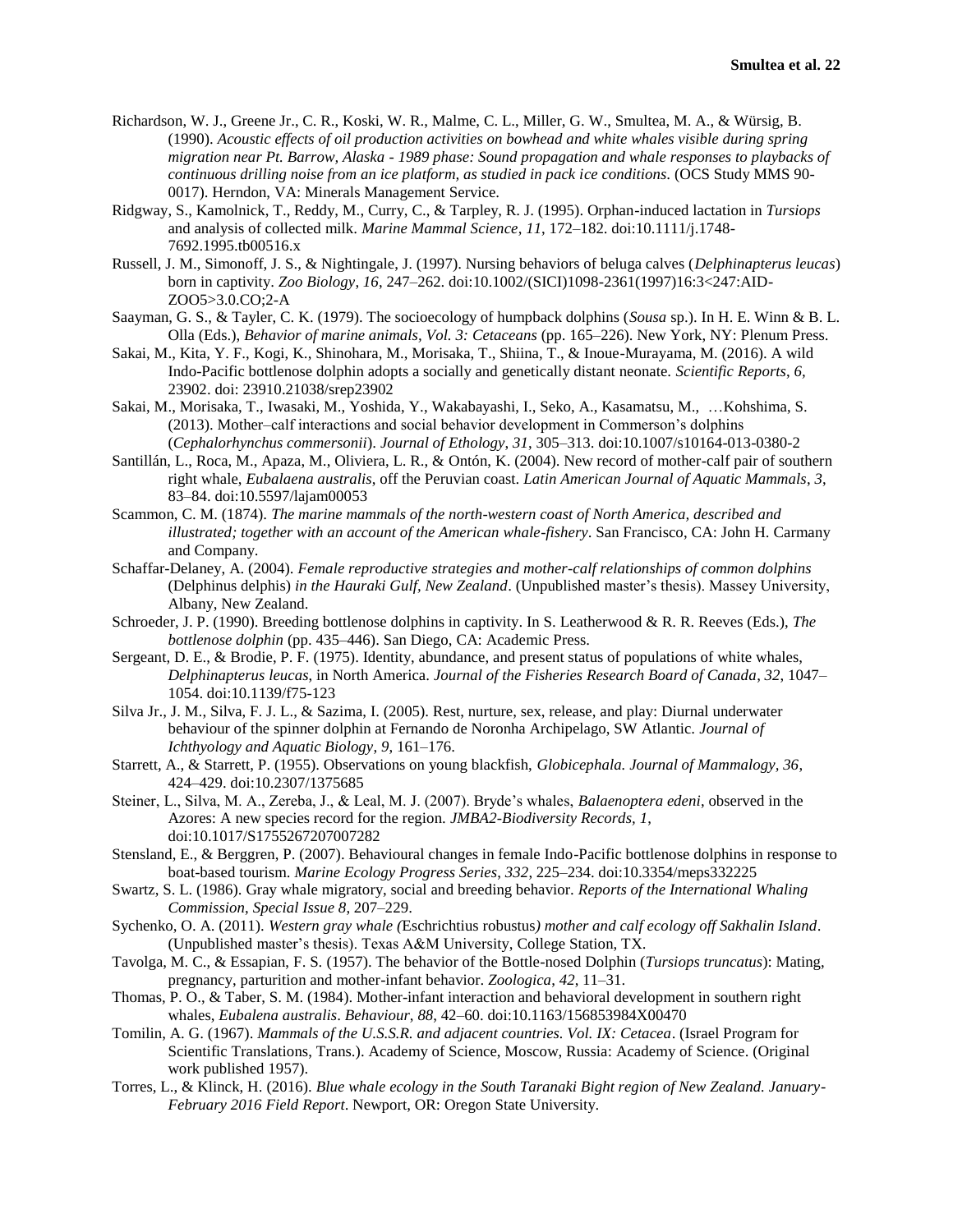Richardson, W. J., Greene Jr., C. R., Koski, W. R., Malme, C. L., Miller, G. W., Smultea, M. A., & Würsig, B. (1990). *Acoustic effects of oil production activities on bowhead and white whales visible during spring migration near Pt. Barrow, Alaska - 1989 phase: Sound propagation and whale responses to playbacks of continuous drilling noise from an ice platform, as studied in pack ice conditions*. (OCS Study MMS 90-0017). Herndon, VA: Minerals Management Service.

Ridgway, S., Kamolnick, T., Reddy, M., Curry, C., & Tarpley, R. J. (1995). Orphan-induced lactation in *Tursiops* and analysis of collected milk. *Marine Mammal Science*, *11*, 172–182. doi:10.1111/j.1748-7692.1995.tb00516.x

Russell, J. M., Simonoff, J. S., & Nightingale, J. (1997). Nursing behaviors of beluga calves (*Delphinapterus leucas*) born in captivity. *Zoo Biology*, *16*, 247–262. doi:10.1002/(SICI)1098-2361(1997)16:3<247:AID-ZOO5>3.0.CO;2-A

Saayman, G. S., & Tayler, C. K. (1979). The socioecology of humpback dolphins (*Sousa* sp.). In H. E. Winn & B. L. Olla (Eds.), *Behavior of marine animals, Vol. 3: Cetaceans* (pp. 165–226). New York, NY: Plenum Press.

Sakai, M., Kita, Y. F., Kogi, K., Shinohara, M., Morisaka, T., Shiina, T., & Inoue-Murayama, M. (2016). A wild Indo-Pacific bottlenose dolphin adopts a socially and genetically distant neonate. *Scientific Reports*, *6*, 23902. doi: 23910.21038/srep23902

Sakai, M., Morisaka, T., Iwasaki, M., Yoshida, Y., Wakabayashi, I., Seko, A., Kasamatsu, M., …Kohshima, S. (2013). Mother–calf interactions and social behavior development in Commerson's dolphins (*Cephalorhynchus commersonii*). *Journal of Ethology*, *31*, 305–313. doi:10.1007/s10164-013-0380-2

Santillán, L., Roca, M., Apaza, M., Oliviera, L. R., & Ontón, K. (2004). New record of mother-calf pair of southern right whale, *Eubalaena australis*, off the Peruvian coast. *Latin American Journal of Aquatic Mammals*, *3*, 83–84. doi:10.5597/lajam00053

Scammon, C. M. (1874). *The marine mammals of the north-western coast of North America, described and illustrated; together with an account of the American whale-fishery*. San Francisco, CA: John H. Carmany and Company.

Schaffar-Delaney, A. (2004). *Female reproductive strategies and mother-calf relationships of common dolphins* (Delphinus delphis) *in the Hauraki Gulf, New Zealand*. (Unpublished master's thesis). Massey University, Albany, New Zealand.

Schroeder, J. P. (1990). Breeding bottlenose dolphins in captivity. In S. Leatherwood & R. R. Reeves (Eds.), *The bottlenose dolphin* (pp. 435–446). San Diego, CA: Academic Press.

Sergeant, D. E., & Brodie, P. F. (1975). Identity, abundance, and present status of populations of white whales, *Delphinapterus leucas*, in North America. *Journal of the Fisheries Research Board of Canada*, *32*, 1047–1054. doi:10.1139/f75-123

Silva Jr., J. M., Silva, F. J. L., & Sazima, I. (2005). Rest, nurture, sex, release, and play: Diurnal underwater behaviour of the spinner dolphin at Fernando de Noronha Archipelago, SW Atlantic. *Journal of Ichthyology and Aquatic Biology*, *9*, 161–176.

Starrett, A., & Starrett, P. (1955). Observations on young blackfish, *Globicephala. Journal of Mammalogy, 36*, 424–429. doi:10.2307/1375685

Steiner, L., Silva, M. A., Zereba, J., & Leal, M. J. (2007). Bryde's whales, *Balaenoptera edeni*, observed in the Azores: A new species record for the region. *JMBA2-Biodiversity Records, 1*, doi:10.1017/S1755267207007282

Stensland, E., & Berggren, P. (2007). Behavioural changes in female Indo-Pacific bottlenose dolphins in response to boat-based tourism. *Marine Ecology Progress Series*, *332*, 225–234. doi:10.3354/meps332225

Swartz, S. L. (1986). Gray whale migratory, social and breeding behavior. *Reports of the International Whaling Commission*, *Special Issue 8*, 207–229.

Sychenko, O. A. (2011). *Western gray whale (*Eschrichtius robustus*) mother and calf ecology off Sakhalin Island*. (Unpublished master's thesis). Texas A&M University, College Station, TX.

Tavolga, M. C., & Essapian, F. S. (1957). The behavior of the Bottle-nosed Dolphin (*Tursiops truncatus*): Mating, pregnancy, parturition and mother-infant behavior. *Zoologica*, *42*, 11–31.

Thomas, P. O., & Taber, S. M. (1984). Mother-infant interaction and behavioral development in southern right whales, *Eubalena australis*. *Behaviour, 88*, 42–60. doi:10.1163/156853984X00470

Tomilin, A. G. (1967). *Mammals of the U.S.S.R. and adjacent countries. Vol. IX: Cetacea*. (Israel Program for Scientific Translations, Trans.). Academy of Science, Moscow, Russia: Academy of Science. (Original work published 1957).

Torres, L., & Klinck, H. (2016). *Blue whale ecology in the South Taranaki Bight region of New Zealand. January-February 2016 Field Report*. Newport, OR: Oregon State University.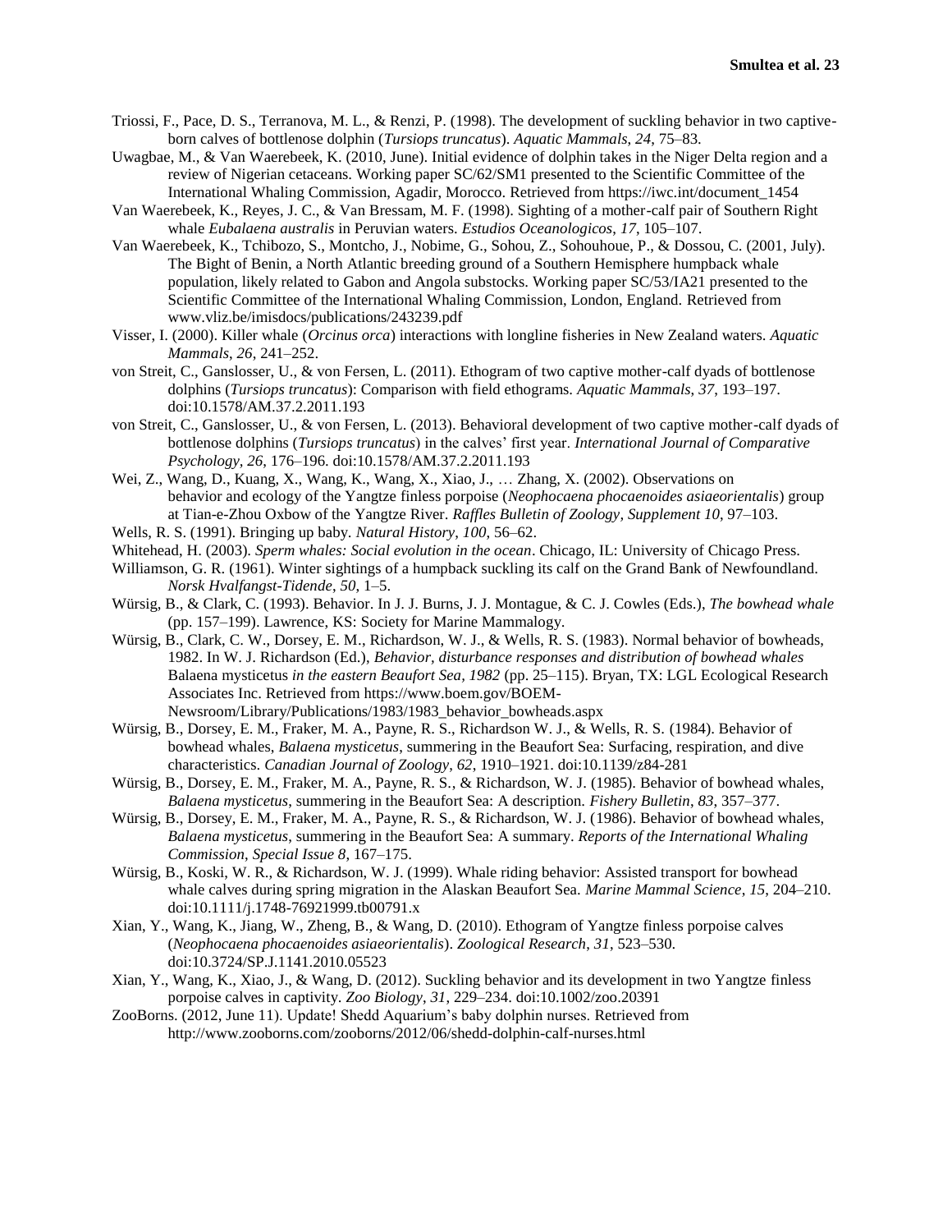Triossi, F., Pace, D. S., Terranova, M. L., & Renzi, P. (1998). The development of suckling behavior in two captive-born calves of bottlenose dolphin (*Tursiops truncatus*). *Aquatic Mammals*, *24*, 75–83.

Uwagbae, M., & Van Waerebeek, K. (2010, June). Initial evidence of dolphin takes in the Niger Delta region and a review of Nigerian cetaceans. Working paper SC/62/SM1 presented to the Scientific Committee of the International Whaling Commission, Agadir, Morocco. Retrieved from https://iwc.int/document_1454

Van Waerebeek, K., Reyes, J. C., & Van Bressam, M. F. (1998). Sighting of a mother-calf pair of Southern Right whale *Eubalaena australis* in Peruvian waters. *Estudios Oceanologicos*, *17*, 105–107.

Van Waerebeek, K., Tchibozo, S., Montcho, J., Nobime, G., Sohou, Z., Sohouhoue, P., & Dossou, C. (2001, July). The Bight of Benin, a North Atlantic breeding ground of a Southern Hemisphere humpback whale population, likely related to Gabon and Angola substocks. Working paper SC/53/IA21 presented to the Scientific Committee of the International Whaling Commission, London, England. Retrieved from www.vliz.be/imisdocs/publications/243239.pdf

Visser, I. (2000). Killer whale (*Orcinus orca*) interactions with longline fisheries in New Zealand waters. *Aquatic Mammals*, *26*, 241–252.

von Streit, C., Ganslosser, U., & von Fersen, L. (2011). Ethogram of two captive mother-calf dyads of bottlenose dolphins (*Tursiops truncatus*): Comparison with field ethograms. *Aquatic Mammals*, *37*, 193–197. doi:10.1578/AM.37.2.2011.193

von Streit, C., Ganslosser, U., & von Fersen, L. (2013). Behavioral development of two captive mother-calf dyads of bottlenose dolphins (*Tursiops truncatus*) in the calves' first year. *International Journal of Comparative Psychology*, *26*, 176–196. doi:10.1578/AM.37.2.2011.193

Wei, Z., Wang, D., Kuang, X., Wang, K., Wang, X., Xiao, J., … Zhang, X. (2002). Observations on behavior and ecology of the Yangtze finless porpoise (*Neophocaena phocaenoides asiaeorientalis*) group at Tian-e-Zhou Oxbow of the Yangtze River. *Raffles Bulletin of Zoology, Supplement 10*, 97–103.

Wells, R. S. (1991). Bringing up baby. *Natural History*, *100*, 56–62.

Whitehead, H. (2003). *Sperm whales: Social evolution in the ocean*. Chicago, IL: University of Chicago Press.

Williamson, G. R. (1961). Winter sightings of a humpback suckling its calf on the Grand Bank of Newfoundland. *Norsk Hvalfangst-Tidende*, *50*, 1–5.

Würsig, B., & Clark, C. (1993). Behavior. In J. J. Burns, J. J. Montague, & C. J. Cowles (Eds.), *The bowhead whale* (pp. 157–199). Lawrence, KS: Society for Marine Mammalogy.

Würsig, B., Clark, C. W., Dorsey, E. M., Richardson, W. J., & Wells, R. S. (1983). Normal behavior of bowheads, 1982. In W. J. Richardson (Ed.), *Behavior, disturbance responses and distribution of bowhead whales* Balaena mysticetus *in the eastern Beaufort Sea, 1982* (pp. 25–115). Bryan, TX: LGL Ecological Research Associates Inc. Retrieved from https://www.boem.gov/BOEM-Newsroom/Library/Publications/1983/1983_behavior_bowheads.aspx

Würsig, B., Dorsey, E. M., Fraker, M. A., Payne, R. S., Richardson W. J., & Wells, R. S. (1984). Behavior of bowhead whales, *Balaena mysticetus*, summering in the Beaufort Sea: Surfacing, respiration, and dive characteristics. *Canadian Journal of Zoology*, *62*, 1910–1921. doi:10.1139/z84-281

Würsig, B., Dorsey, E. M., Fraker, M. A., Payne, R. S., & Richardson, W. J. (1985). Behavior of bowhead whales, *Balaena mysticetus*, summering in the Beaufort Sea: A description. *Fishery Bulletin*, *83*, 357–377.

Würsig, B., Dorsey, E. M., Fraker, M. A., Payne, R. S., & Richardson, W. J. (1986). Behavior of bowhead whales, *Balaena mysticetus*, summering in the Beaufort Sea: A summary. *Reports of the International Whaling Commission*, *Special Issue 8*, 167–175.

Würsig, B., Koski, W. R., & Richardson, W. J. (1999). Whale riding behavior: Assisted transport for bowhead whale calves during spring migration in the Alaskan Beaufort Sea. *Marine Mammal Science*, *15*, 204–210. doi:10.1111/j.1748-76921999.tb00791.x

Xian, Y., Wang, K., Jiang, W., Zheng, B., & Wang, D. (2010). Ethogram of Yangtze finless porpoise calves (*Neophocaena phocaenoides asiaeorientalis*). *Zoological Research*, *31*, 523–530. doi:10.3724/SP.J.1141.2010.05523

Xian, Y., Wang, K., Xiao, J., & Wang, D. (2012). Suckling behavior and its development in two Yangtze finless porpoise calves in captivity. *Zoo Biology*, *31*, 229–234. doi:10.1002/zoo.20391

ZooBorns. (2012, June 11). Update! Shedd Aquarium's baby dolphin nurses. Retrieved from http://www.zooborns.com/zooborns/2012/06/shedd-dolphin-calf-nurses.html